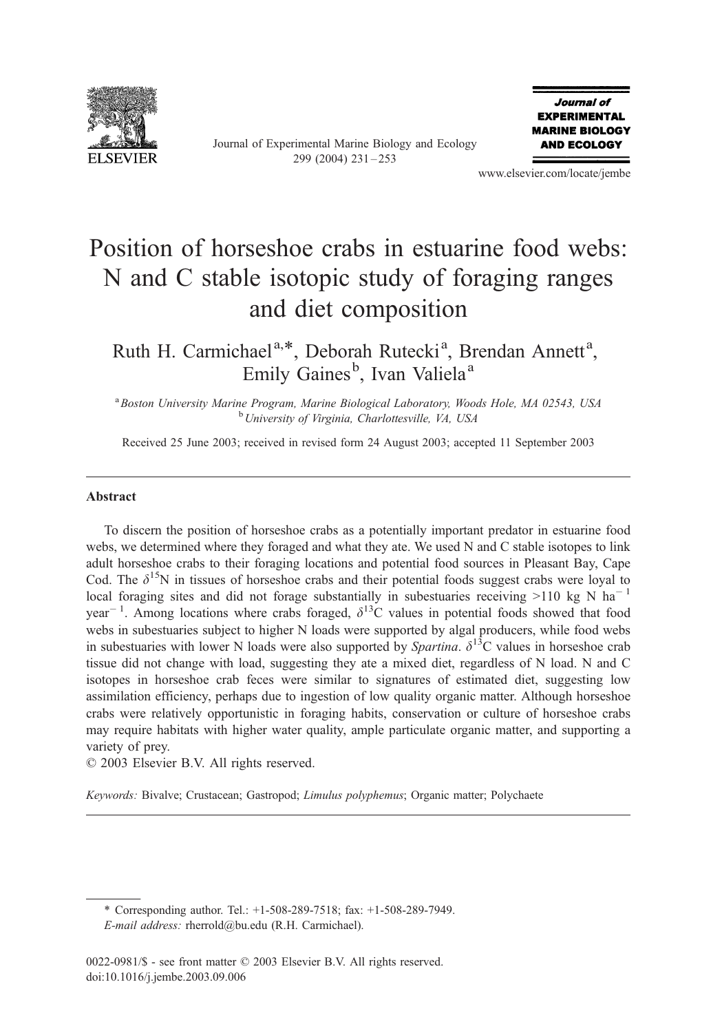# Position of horseshoe crabs in estuarine food webs: N and C stable isotopic study of foraging ranges and diet composition

Ruth H. Carmichael[a,*], Deborah Rutecki[a], Brendan Annett[a], Emily Gaines[b], Ivan Valiela[a]

[a] *Boston University Marine Program, Marine Biological Laboratory, Woods Hole, MA 02543, USA*
[b] *University of Virginia, Charlottesville, VA, USA*

Received 25 June 2003; received in revised form 24 August 2003; accepted 11 September 2003

## Abstract

To discern the position of horseshoe crabs as a potentially important predator in estuarine food webs, we determined where they foraged and what they ate. We used N and C stable isotopes to link adult horseshoe crabs to their foraging locations and potential food sources in Pleasant Bay, Cape Cod. The $\delta^{15}N$ in tissues of horseshoe crabs and their potential foods suggest crabs were loyal to local foraging sites and did not forage substantially in subestuaries receiving >110 kg N $ha^{-1}$ $year^{-1}$. Among locations where crabs foraged, $\delta^{13}C$ values in potential foods showed that food webs in subestuaries subject to higher N loads were supported by algal producers, while food webs in subestuaries with lower N loads were also supported by *Spartina*. $\delta^{13}C$ values in horseshoe crab tissue did not change with load, suggesting they ate a mixed diet, regardless of N load. N and C isotopes in horseshoe crab feces were similar to signatures of estimated diet, suggesting low assimilation efficiency, perhaps due to ingestion of low quality organic matter. Although horseshoe crabs were relatively opportunistic in foraging habits, conservation or culture of horseshoe crabs may require habitats with higher water quality, ample particulate organic matter, and supporting a variety of prey.

© 2003 Elsevier B.V. All rights reserved.

*Keywords:* Bivalve; Crustacean; Gastropod; *Limulus polyphemus*; Organic matter; Polychaete

---

\* Corresponding author. Tel.: +1-508-289-7518; fax: +1-508-289-7949.
*E-mail address:* rherrold@bu.edu (R.H. Carmichael).

0022-0981/$ - see front matter © 2003 Elsevier B.V. All rights reserved.
doi:10.1016/j.jembe.2003.09.006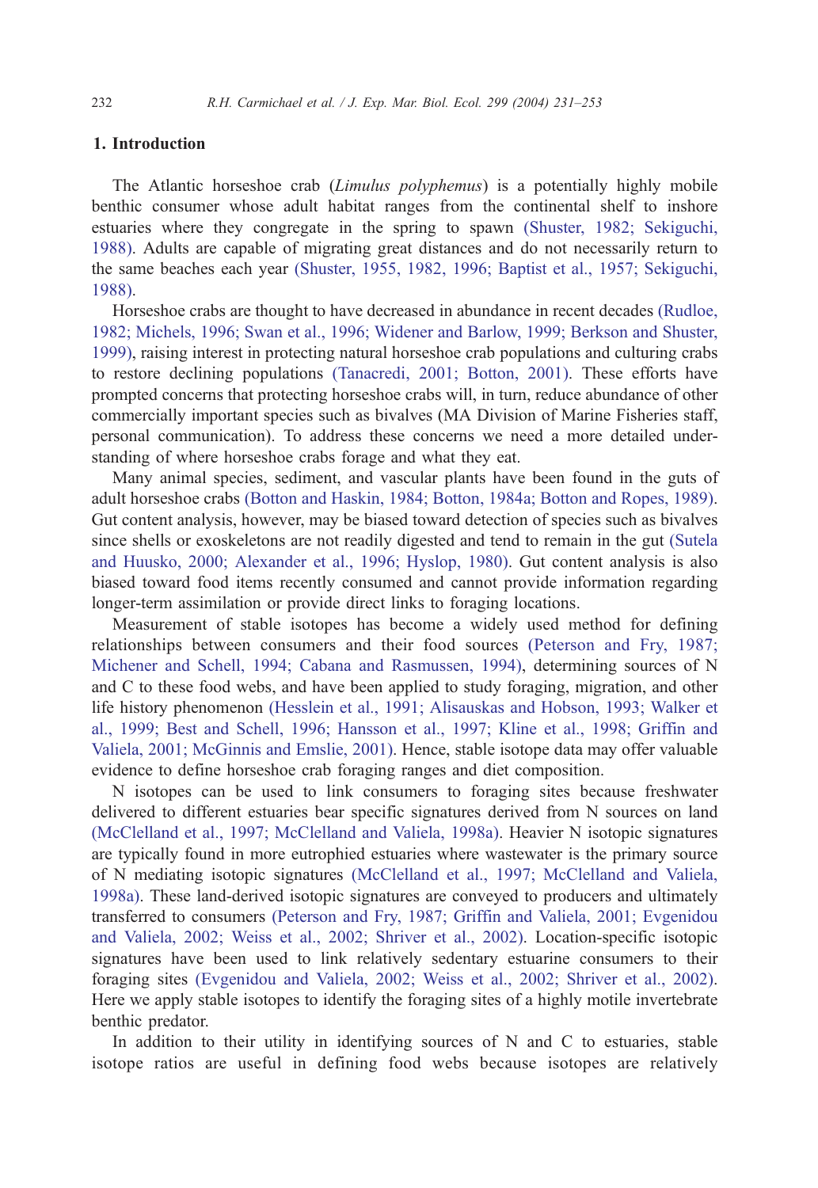## 1. Introduction

The Atlantic horseshoe crab (*Limulus polyphemus*) is a potentially highly mobile benthic consumer whose adult habitat ranges from the continental shelf to inshore estuaries where they congregate in the spring to spawn (Shuster, 1982; Sekiguchi, 1988). Adults are capable of migrating great distances and do not necessarily return to the same beaches each year (Shuster, 1955, 1982, 1996; Baptist et al., 1957; Sekiguchi, 1988).

Horseshoe crabs are thought to have decreased in abundance in recent decades (Rudloe, 1982; Michels, 1996; Swan et al., 1996; Widener and Barlow, 1999; Berkson and Shuster, 1999), raising interest in protecting natural horseshoe crab populations and culturing crabs to restore declining populations (Tanacredi, 2001; Botton, 2001). These efforts have prompted concerns that protecting horseshoe crabs will, in turn, reduce abundance of other commercially important species such as bivalves (MA Division of Marine Fisheries staff, personal communication). To address these concerns we need a more detailed understanding of where horseshoe crabs forage and what they eat.

Many animal species, sediment, and vascular plants have been found in the guts of adult horseshoe crabs (Botton and Haskin, 1984; Botton, 1984a; Botton and Ropes, 1989). Gut content analysis, however, may be biased toward detection of species such as bivalves since shells or exoskeletons are not readily digested and tend to remain in the gut (Sutela and Huusko, 2000; Alexander et al., 1996; Hyslop, 1980). Gut content analysis is also biased toward food items recently consumed and cannot provide information regarding longer-term assimilation or provide direct links to foraging locations.

Measurement of stable isotopes has become a widely used method for defining relationships between consumers and their food sources (Peterson and Fry, 1987; Michener and Schell, 1994; Cabana and Rasmussen, 1994), determining sources of N and C to these food webs, and have been applied to study foraging, migration, and other life history phenomenon (Hesslein et al., 1991; Alisauskas and Hobson, 1993; Walker et al., 1999; Best and Schell, 1996; Hansson et al., 1997; Kline et al., 1998; Griffin and Valiela, 2001; McGinnis and Emslie, 2001). Hence, stable isotope data may offer valuable evidence to define horseshoe crab foraging ranges and diet composition.

N isotopes can be used to link consumers to foraging sites because freshwater delivered to different estuaries bear specific signatures derived from N sources on land (McClelland et al., 1997; McClelland and Valiela, 1998a). Heavier N isotopic signatures are typically found in more eutrophied estuaries where wastewater is the primary source of N mediating isotopic signatures (McClelland et al., 1997; McClelland and Valiela, 1998a). These land-derived isotopic signatures are conveyed to producers and ultimately transferred to consumers (Peterson and Fry, 1987; Griffin and Valiela, 2001; Evgenidou and Valiela, 2002; Weiss et al., 2002; Shriver et al., 2002). Location-specific isotopic signatures have been used to link relatively sedentary estuarine consumers to their foraging sites (Evgenidou and Valiela, 2002; Weiss et al., 2002; Shriver et al., 2002). Here we apply stable isotopes to identify the foraging sites of a highly motile invertebrate benthic predator.

In addition to their utility in identifying sources of N and C to estuaries, stable isotope ratios are useful in defining food webs because isotopes are relatively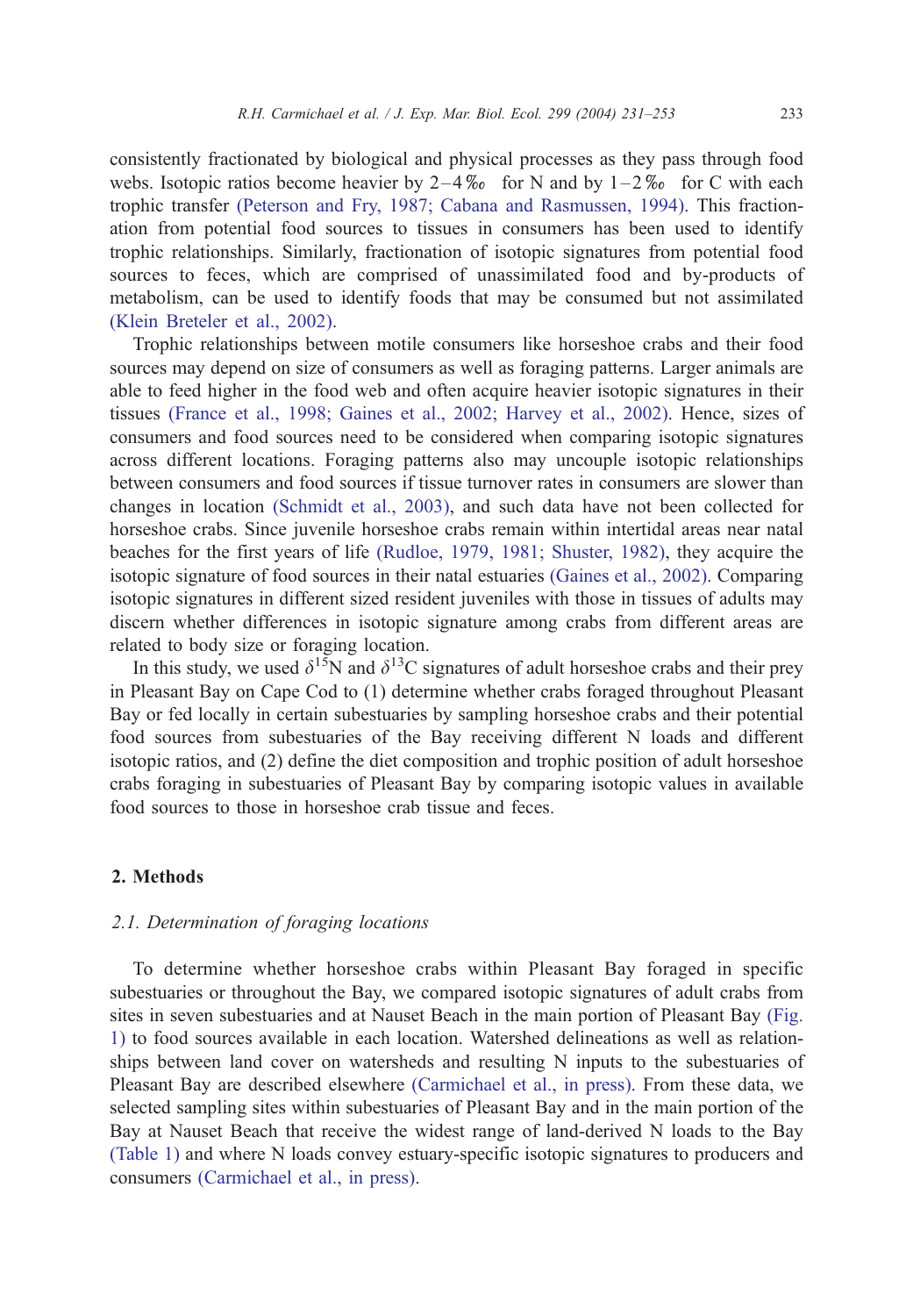consistently fractionated by biological and physical processes as they pass through food webs. Isotopic ratios become heavier by 2–4‰ for N and by 1–2‰ for C with each trophic transfer (Peterson and Fry, 1987; Cabana and Rasmussen, 1994). This fractionation from potential food sources to tissues in consumers has been used to identify trophic relationships. Similarly, fractionation of isotopic signatures from potential food sources to feces, which are comprised of unassimilated food and by-products of metabolism, can be used to identify foods that may be consumed but not assimilated (Klein Breteler et al., 2002).

Trophic relationships between motile consumers like horseshoe crabs and their food sources may depend on size of consumers as well as foraging patterns. Larger animals are able to feed higher in the food web and often acquire heavier isotopic signatures in their tissues (France et al., 1998; Gaines et al., 2002; Harvey et al., 2002). Hence, sizes of consumers and food sources need to be considered when comparing isotopic signatures across different locations. Foraging patterns also may uncouple isotopic relationships between consumers and food sources if tissue turnover rates in consumers are slower than changes in location (Schmidt et al., 2003), and such data have not been collected for horseshoe crabs. Since juvenile horseshoe crabs remain within intertidal areas near natal beaches for the first years of life (Rudloe, 1979, 1981; Shuster, 1982), they acquire the isotopic signature of food sources in their natal estuaries (Gaines et al., 2002). Comparing isotopic signatures in different sized resident juveniles with those in tissues of adults may discern whether differences in isotopic signature among crabs from different areas are related to body size or foraging location.

In this study, we used $\delta^{15}N$ and $\delta^{13}C$ signatures of adult horseshoe crabs and their prey in Pleasant Bay on Cape Cod to (1) determine whether crabs foraged throughout Pleasant Bay or fed locally in certain subestuaries by sampling horseshoe crabs and their potential food sources from subestuaries of the Bay receiving different N loads and different isotopic ratios, and (2) define the diet composition and trophic position of adult horseshoe crabs foraging in subestuaries of Pleasant Bay by comparing isotopic values in available food sources to those in horseshoe crab tissue and feces.

## 2. Methods

### 2.1. Determination of foraging locations

To determine whether horseshoe crabs within Pleasant Bay foraged in specific subestuaries or throughout the Bay, we compared isotopic signatures of adult crabs from sites in seven subestuaries and at Nauset Beach in the main portion of Pleasant Bay (Fig. 1) to food sources available in each location. Watershed delineations as well as relationships between land cover on watersheds and resulting N inputs to the subestuaries of Pleasant Bay are described elsewhere (Carmichael et al., in press). From these data, we selected sampling sites within subestuaries of Pleasant Bay and in the main portion of the Bay at Nauset Beach that receive the widest range of land-derived N loads to the Bay (Table 1) and where N loads convey estuary-specific isotopic signatures to producers and consumers (Carmichael et al., in press).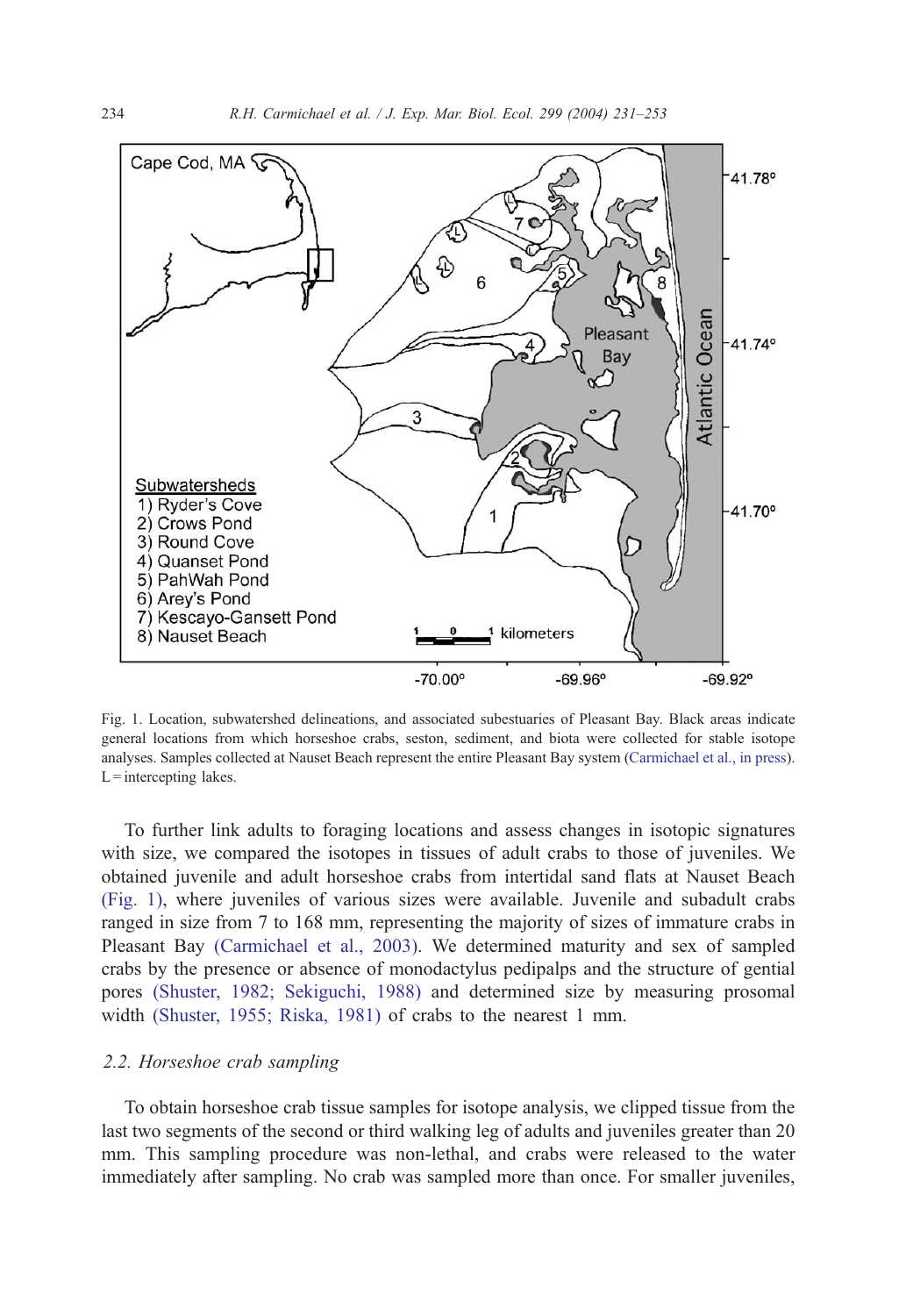Fig. 1. Location, subwatershed delineations, and associated subestuaries of Pleasant Bay. Black areas indicate general locations from which horseshoe crabs, seston, sediment, and biota were collected for stable isotope analyses. Samples collected at Nauset Beach represent the entire Pleasant Bay system (Carmichael et al., in press). L = intercepting lakes.

To further link adults to foraging locations and assess changes in isotopic signatures with size, we compared the isotopes in tissues of adult crabs to those of juveniles. We obtained juvenile and adult horseshoe crabs from intertidal sand flats at Nauset Beach (Fig. 1), where juveniles of various sizes were available. Juvenile and subadult crabs ranged in size from 7 to 168 mm, representing the majority of sizes of immature crabs in Pleasant Bay (Carmichael et al., 2003). We determined maturity and sex of sampled crabs by the presence or absence of monodactylus pedipalps and the structure of gential pores (Shuster, 1982; Sekiguchi, 1988) and determined size by measuring prosomal width (Shuster, 1955; Riska, 1981) of crabs to the nearest 1 mm.

### 2.2. Horseshoe crab sampling

To obtain horseshoe crab tissue samples for isotope analysis, we clipped tissue from the last two segments of the second or third walking leg of adults and juveniles greater than 20 mm. This sampling procedure was non-lethal, and crabs were released to the water immediately after sampling. No crab was sampled more than once. For smaller juveniles,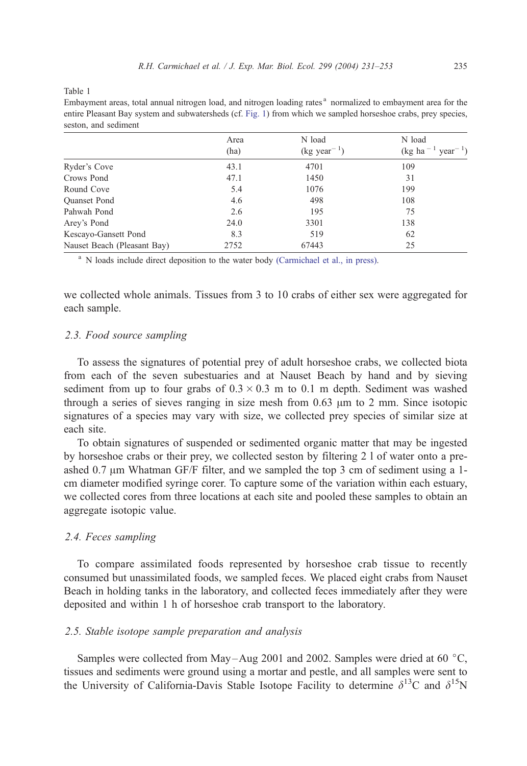Table 1
Embayment areas, total annual nitrogen load, and nitrogen loading rates[a] normalized to embayment area for the entire Pleasant Bay system and subwatersheds (cf. Fig. 1) from which we sampled horseshoe crabs, prey species, seston, and sediment

| | Area (ha) | N load (kg year$^{-1}$) | N load (kg ha$^{-1}$ year$^{-1}$) |
|---|---|---|---|
| Ryder's Cove | 43.1 | 4701 | 109 |
| Crows Pond | 47.1 | 1450 | 31 |
| Round Cove | 5.4 | 1076 | 199 |
| Quanset Pond | 4.6 | 498 | 108 |
| Pahwah Pond | 2.6 | 195 | 75 |
| Arey's Pond | 24.0 | 3301 | 138 |
| Kescayo-Gansett Pond | 8.3 | 519 | 62 |
| Nauset Beach (Pleasant Bay) | 2752 | 67443 | 25 |

[a] N loads include direct deposition to the water body (Carmichael et al., in press).

we collected whole animals. Tissues from 3 to 10 crabs of either sex were aggregated for each sample.

### 2.3. Food source sampling

To assess the signatures of potential prey of adult horseshoe crabs, we collected biota from each of the seven subestuaries and at Nauset Beach by hand and by sieving sediment from up to four grabs of 0.3 × 0.3 m to 0.1 m depth. Sediment was washed through a series of sieves ranging in size mesh from 0.63 μm to 2 mm. Since isotopic signatures of a species may vary with size, we collected prey species of similar size at each site.

To obtain signatures of suspended or sedimented organic matter that may be ingested by horseshoe crabs or their prey, we collected seston by filtering 2 l of water onto a pre-ashed 0.7 μm Whatman GF/F filter, and we sampled the top 3 cm of sediment using a 1-cm diameter modified syringe corer. To capture some of the variation within each estuary, we collected cores from three locations at each site and pooled these samples to obtain an aggregate isotopic value.

### 2.4. Feces sampling

To compare assimilated foods represented by horseshoe crab tissue to recently consumed but unassimilated foods, we sampled feces. We placed eight crabs from Nauset Beach in holding tanks in the laboratory, and collected feces immediately after they were deposited and within 1 h of horseshoe crab transport to the laboratory.

### 2.5. Stable isotope sample preparation and analysis

Samples were collected from May–Aug 2001 and 2002. Samples were dried at 60 °C, tissues and sediments were ground using a mortar and pestle, and all samples were sent to the University of California-Davis Stable Isotope Facility to determine $\delta^{13}C$ and $\delta^{15}N$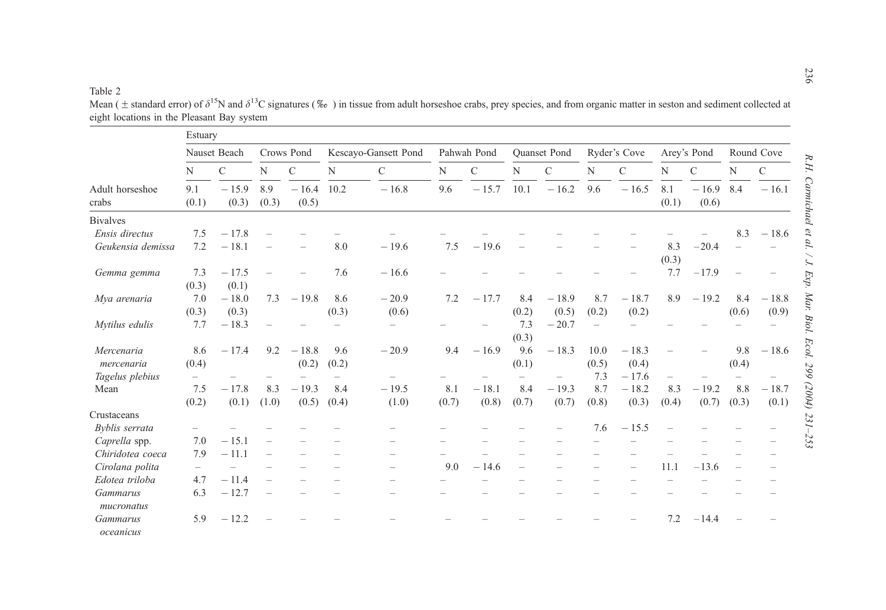Table 2

Mean (±standard error) of $\delta^{15}$N and $\delta^{13}$C signatures (‰) in tissue from adult horseshoe crabs, prey species, and from organic matter in seston and sediment collected at eight locations in the Pleasant Bay system

| | Estuary | | | | | | | | | | | | | | | |
|---|---|---|---|---|---|---|---|---|---|---|---|---|---|---|---|---|
| | Nauset Beach | | Crows Pond | | Kescayo-Gansett Pond | | Pahwah Pond | | Quanset Pond | | Ryder's Cove | | Arey's Pond | | Round Cove | |
| | N | C | N | C | N | C | N | C | N | C | N | C | N | C | N | C |
| Adult horseshoe crabs | 9.1 (0.1) | −15.9 (0.3) | 8.9 (0.3) | −16.4 (0.5) | 10.2 | −16.8 | 9.6 | −15.7 | 10.1 | −16.2 | 9.6 | −16.5 | 8.1 (0.1) | −16.9 (0.6) | 8.4 | −16.1 |
| Bivalves | | | | | | | | | | | | | | | | |
| *Ensis directus* | 7.5 | −17.8 | – | – | – | – | – | – | – | – | – | – | – | – | 8.3 | −18.6 |
| *Geukensia demissa* | 7.2 | −18.1 | – | – | 8.0 | −19.6 | 7.5 | −19.6 | – | – | – | – | 8.3 (0.3) | −20.4 | – | – |
| *Gemma gemma* | 7.3 (0.3) | −17.5 (0.1) | – | – | 7.6 | −16.6 | – | – | – | – | – | – | 7.7 | −17.9 | – | – |
| *Mya arenaria* | 7.0 (0.3) | −18.0 (0.3) | 7.3 | −19.8 | 8.6 (0.3) | −20.9 (0.6) | 7.2 | −17.7 | 8.4 (0.2) | −18.9 (0.5) | 8.7 (0.2) | −18.7 (0.2) | 8.9 | −19.2 | 8.4 (0.6) | −18.8 (0.9) |
| *Mytilus edulis* | 7.7 | −18.3 | – | – | – | – | – | – | 7.3 (0.3) | −20.7 | – | – | – | – | – | – |
| *Mercenaria mercenaria* | 8.6 (0.4) | −17.4 | 9.2 | −18.8 (0.2) | 9.6 (0.2) | −20.9 | 9.4 | −16.9 | 9.6 (0.1) | −18.3 | 10.0 (0.5) | −18.3 (0.4) | – | – | 9.8 (0.4) | −18.6 |
| *Tagelus plebius* | – | – | – | – | – | – | – | – | – | – | 7.3 | −17.6 | – | – | – | – |
| Mean | 7.5 (0.2) | −17.8 (0.1) | 8.3 (1.0) | −19.3 (0.5) | 8.4 (0.4) | −19.5 (1.0) | 8.1 (0.7) | −18.1 (0.8) | 8.4 (0.7) | −19.3 (0.7) | 8.7 (0.8) | −18.2 (0.3) | 8.3 (0.4) | −19.2 (0.7) | 8.8 (0.3) | −18.7 (0.1) |
| Crustaceans | | | | | | | | | | | | | | | | |
| *Byblis serrata* | – | – | – | – | – | – | – | – | – | – | 7.6 | −15.5 | – | – | – | – |
| *Caprella* spp. | 7.0 | −15.1 | – | – | – | – | – | – | – | – | – | – | – | – | – | – |
| *Chiridotea coeca* | 7.9 | −11.1 | – | – | – | – | – | – | – | – | – | – | – | – | – | – |
| *Cirolana polita* | – | – | – | – | – | – | 9.0 | −14.6 | – | – | – | – | 11.1 | −13.6 | – | – |
| *Edotea triloba* | 4.7 | −11.4 | – | – | – | – | – | – | – | – | – | – | – | – | – | – |
| *Gammarus mucronatus* | 6.3 | −12.7 | – | – | – | – | – | – | – | – | – | – | – | – | – | – |
| *Gammarus oceanicus* | 5.9 | −12.2 | – | – | – | – | – | – | – | – | – | – | 7.2 | −14.4 | – | – |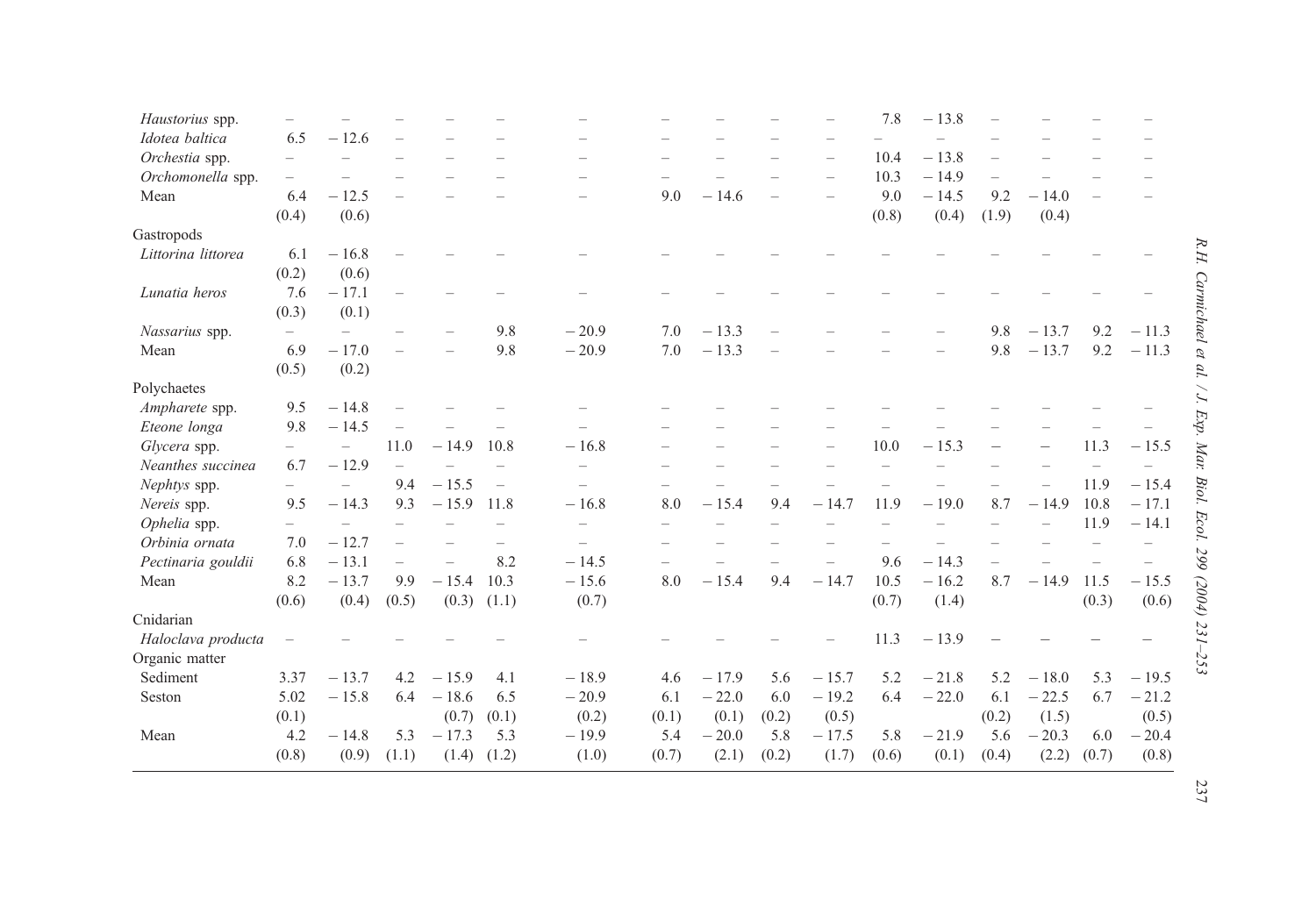| | | | | | | | | | | | | | | | | |
|---|---|---|---|---|---|---|---|---|---|---|---|---|---|---|---|---|
| *Haustorius* spp. | – | – | – | – | – | – | – | – | – | – | 7.8 | −13.8 | – | – | – | – |
| *Idotea baltica* | 6.5 | −12.6 | – | – | – | – | – | – | – | – | – | – | – | – | – | – |
| *Orchestia* spp. | – | – | – | – | – | – | – | – | – | – | 10.4 | −13.8 | – | – | – | – |
| *Orchomonella* spp. | – | – | – | – | – | – | – | – | – | – | 10.3 | −14.9 | – | – | – | – |
| Mean | 6.4 | −12.5 | – | – | – | – | 9.0 | −14.6 | – | – | 9.0 | −14.5 | 9.2 | −14.0 | – | – |
| | (0.4) | (0.6) | | | | | | | | | (0.8) | (0.4) | (1.9) | (0.4) | | |
| Gastropods | | | | | | | | | | | | | | | | |
| *Littorina littorea* | 6.1 | −16.8 | – | – | – | – | – | – | – | – | – | – | – | – | – | – |
| | (0.2) | (0.6) | | | | | | | | | | | | | | |
| *Lunatia heros* | 7.6 | −17.1 | – | – | – | – | – | – | – | – | – | – | – | – | – | – |
| | (0.3) | (0.1) | | | | | | | | | | | | | | |
| *Nassarius* spp. | – | – | – | – | 9.8 | −20.9 | 7.0 | −13.3 | – | – | – | – | 9.8 | −13.7 | 9.2 | −11.3 |
| Mean | 6.9 | −17.0 | – | – | 9.8 | −20.9 | 7.0 | −13.3 | – | – | – | – | 9.8 | −13.7 | 9.2 | −11.3 |
| | (0.5) | (0.2) | | | | | | | | | | | | | | |
| Polychaetes | | | | | | | | | | | | | | | | |
| *Ampharete* spp. | 9.5 | −14.8 | – | – | – | – | – | – | – | – | – | – | – | – | – | – |
| *Eteone longa* | 9.8 | −14.5 | – | – | – | – | – | – | – | – | – | – | – | – | – | – |
| *Glycera* spp. | – | – | 11.0 | −14.9 | 10.8 | −16.8 | – | – | – | – | 10.0 | −15.3 | – | – | 11.3 | −15.5 |
| *Neanthes succinea* | 6.7 | −12.9 | – | – | – | – | – | – | – | – | – | – | – | – | – | – |
| *Nephtys* spp. | – | – | 9.4 | −15.5 | – | – | – | – | – | – | – | – | – | – | 11.9 | −15.4 |
| *Nereis* spp. | 9.5 | −14.3 | 9.3 | −15.9 | 11.8 | −16.8 | 8.0 | −15.4 | 9.4 | −14.7 | 11.9 | −19.0 | 8.7 | −14.9 | 10.8 | −17.1 |
| *Ophelia* spp. | – | – | – | – | – | – | – | – | – | – | – | – | – | – | 11.9 | −14.1 |
| *Orbinia ornata* | 7.0 | −12.7 | – | – | – | – | – | – | – | – | – | – | – | – | – | – |
| *Pectinaria gouldii* | 6.8 | −13.1 | – | – | 8.2 | −14.5 | – | – | – | – | 9.6 | −14.3 | – | – | – | – |
| Mean | 8.2 | −13.7 | 9.9 | −15.4 | 10.3 | −15.6 | 8.0 | −15.4 | 9.4 | −14.7 | 10.5 | −16.2 | 8.7 | −14.9 | 11.5 | −15.5 |
| | (0.6) | (0.4) | (0.5) | (0.3) | (1.1) | (0.7) | | | | | (0.7) | (1.4) | | | (0.3) | (0.6) |
| Cnidarian | | | | | | | | | | | | | | | | |
| *Haloclava producta* | – | – | – | – | – | – | – | – | – | – | 11.3 | −13.9 | – | – | – | – |
| Organic matter | | | | | | | | | | | | | | | | |
| Sediment | 3.37 | −13.7 | 4.2 | −15.9 | 4.1 | −18.9 | 4.6 | −17.9 | 5.6 | −15.7 | 5.2 | −21.8 | 5.2 | −18.0 | 5.3 | −19.5 |
| Seston | 5.02 | −15.8 | 6.4 | −18.6 | 6.5 | −20.9 | 6.1 | −22.0 | 6.0 | −19.2 | 6.4 | −22.0 | 6.1 | −22.5 | 6.7 | −21.2 |
| | (0.1) | | | (0.7) | (0.1) | (0.2) | (0.1) | (0.1) | (0.2) | (0.5) | | | (0.2) | (1.5) | | (0.5) |
| Mean | 4.2 | −14.8 | 5.3 | −17.3 | 5.3 | −19.9 | 5.4 | −20.0 | 5.8 | −17.5 | 5.8 | −21.9 | 5.6 | −20.3 | 6.0 | −20.4 |
| | (0.8) | (0.9) | (1.1) | (1.4) | (1.2) | (1.0) | (0.7) | (2.1) | (0.2) | (1.7) | (0.6) | (0.1) | (0.4) | (2.2) | (0.7) | (0.8) |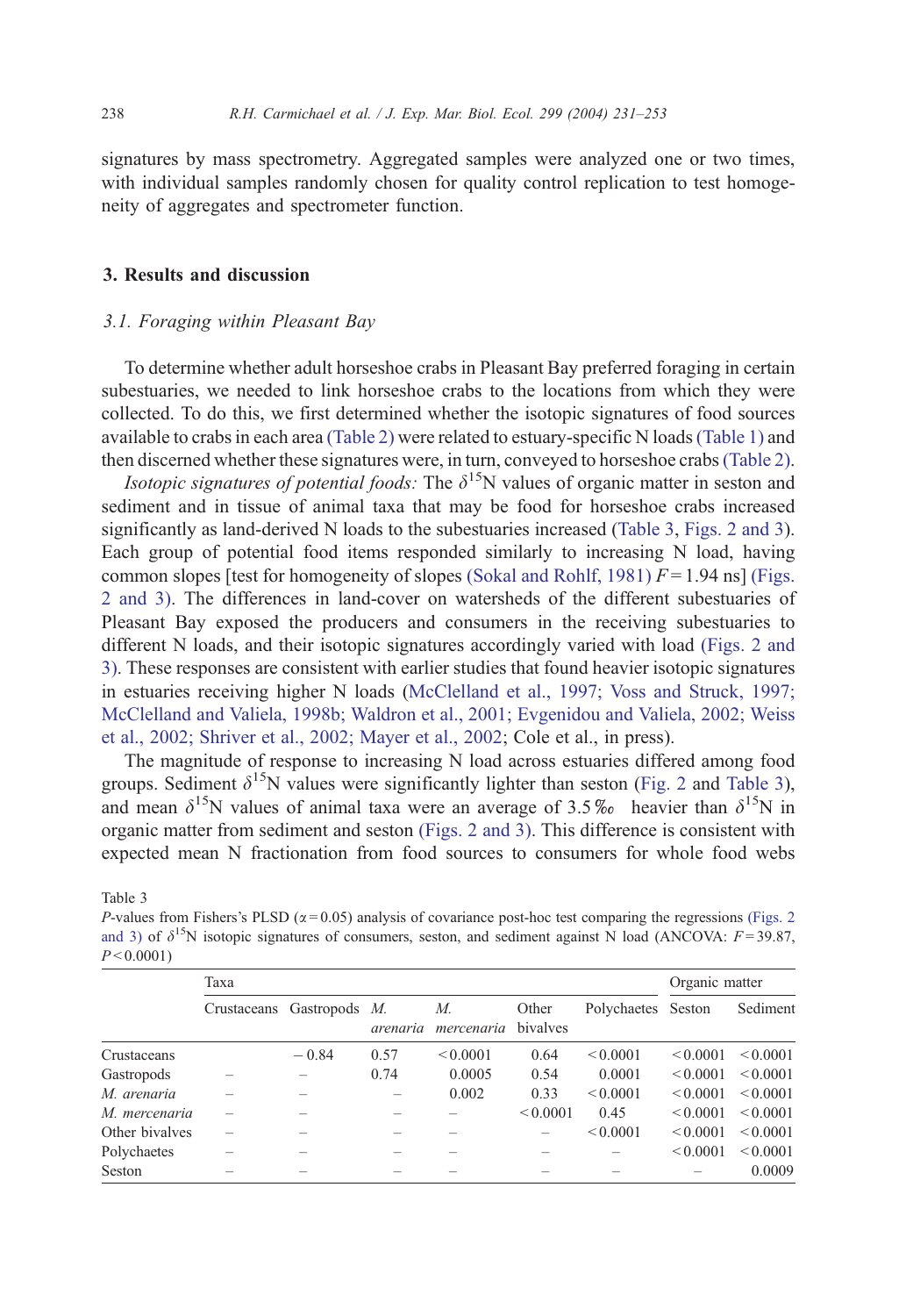signatures by mass spectrometry. Aggregated samples were analyzed one or two times, with individual samples randomly chosen for quality control replication to test homogeneity of aggregates and spectrometer function.

## 3. Results and discussion

### 3.1. Foraging within Pleasant Bay

To determine whether adult horseshoe crabs in Pleasant Bay preferred foraging in certain subestuaries, we needed to link horseshoe crabs to the locations from which they were collected. To do this, we first determined whether the isotopic signatures of food sources available to crabs in each area (Table 2) were related to estuary-specific N loads (Table 1) and then discerned whether these signatures were, in turn, conveyed to horseshoe crabs (Table 2).

*Isotopic signatures of potential foods:* The $\delta^{15}$N values of organic matter in seston and sediment and in tissue of animal taxa that may be food for horseshoe crabs increased significantly as land-derived N loads to the subestuaries increased (Table 3, Figs. 2 and 3). Each group of potential food items responded similarly to increasing N load, having common slopes [test for homogeneity of slopes (Sokal and Rohlf, 1981) $F = 1.94$ ns] (Figs. 2 and 3). The differences in land-cover on watersheds of the different subestuaries of Pleasant Bay exposed the producers and consumers in the receiving subestuaries to different N loads, and their isotopic signatures accordingly varied with load (Figs. 2 and 3). These responses are consistent with earlier studies that found heavier isotopic signatures in estuaries receiving higher N loads (McClelland et al., 1997; Voss and Struck, 1997; McClelland and Valiela, 1998b; Waldron et al., 2001; Evgenidou and Valiela, 2002; Weiss et al., 2002; Shriver et al., 2002; Mayer et al., 2002; Cole et al., in press).

The magnitude of response to increasing N load across estuaries differed among food groups. Sediment $\delta^{15}$N values were significantly lighter than seston (Fig. 2 and Table 3), and mean $\delta^{15}$N values of animal taxa were an average of 3.5‰ heavier than $\delta^{15}$N in organic matter from sediment and seston (Figs. 2 and 3). This difference is consistent with expected mean N fractionation from food sources to consumers for whole food webs

Table 3
*P*-values from Fishers's PLSD ($\alpha = 0.05$) analysis of covariance post-hoc test comparing the regressions (Figs. 2 and 3) of $\delta^{15}$N isotopic signatures of consumers, seston, and sediment against N load (ANCOVA: $F = 39.87$, $P < 0.0001$)

| | Taxa | | | | | | Organic matter | |
|---|---|---|---|---|---|---|---|---|
| | Crustaceans | Gastropods | *M. arenaria* | *M. mercenaria* | Other bivalves | Polychaetes | Seston | Sediment |
| Crustaceans | | − 0.84 | 0.57 | < 0.0001 | 0.64 | < 0.0001 | < 0.0001 | < 0.0001 |
| Gastropods | – | – | 0.74 | 0.0005 | 0.54 | 0.0001 | < 0.0001 | < 0.0001 |
| *M. arenaria* | – | – | – | 0.002 | 0.33 | < 0.0001 | < 0.0001 | < 0.0001 |
| *M. mercenaria* | – | – | – | – | < 0.0001 | 0.45 | < 0.0001 | < 0.0001 |
| Other bivalves | – | – | – | – | – | < 0.0001 | < 0.0001 | < 0.0001 |
| Polychaetes | – | – | – | – | – | – | < 0.0001 | < 0.0001 |
| Seston | – | – | – | – | – | – | – | 0.0009 |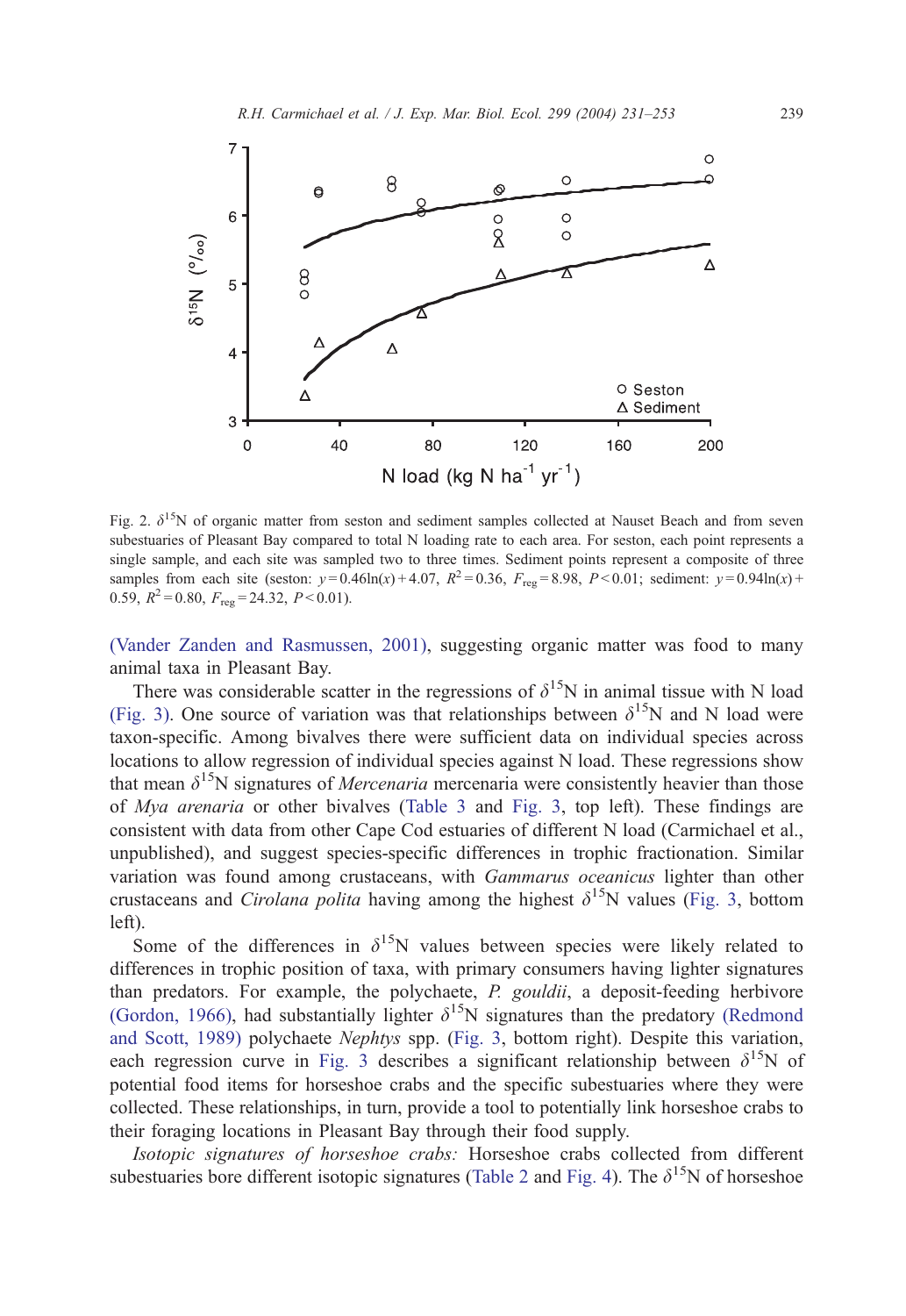Fig. 2. $\delta^{15}N$ of organic matter from seston and sediment samples collected at Nauset Beach and from seven subestuaries of Pleasant Bay compared to total N loading rate to each area. For seston, each point represents a single sample, and each site was sampled two to three times. Sediment points represent a composite of three samples from each site (seston: $y=0.46\ln(x)+4.07$, $R^2=0.36$, $F_{reg}=8.98$, $P<0.01$; sediment: $y=0.94\ln(x)+0.59$, $R^2=0.80$, $F_{reg}=24.32$, $P<0.01$).

(Vander Zanden and Rasmussen, 2001), suggesting organic matter was food to many animal taxa in Pleasant Bay.

There was considerable scatter in the regressions of $\delta^{15}N$ in animal tissue with N load (Fig. 3). One source of variation was that relationships between $\delta^{15}N$ and N load were taxon-specific. Among bivalves there were sufficient data on individual species across locations to allow regression of individual species against N load. These regressions show that mean $\delta^{15}N$ signatures of *Mercenaria* mercenaria were consistently heavier than those of *Mya arenaria* or other bivalves (Table 3 and Fig. 3, top left). These findings are consistent with data from other Cape Cod estuaries of different N load (Carmichael et al., unpublished), and suggest species-specific differences in trophic fractionation. Similar variation was found among crustaceans, with *Gammarus oceanicus* lighter than other crustaceans and *Cirolana polita* having among the highest $\delta^{15}N$ values (Fig. 3, bottom left).

Some of the differences in $\delta^{15}N$ values between species were likely related to differences in trophic position of taxa, with primary consumers having lighter signatures than predators. For example, the polychaete, *P. gouldii*, a deposit-feeding herbivore (Gordon, 1966), had substantially lighter $\delta^{15}N$ signatures than the predatory (Redmond and Scott, 1989) polychaete *Nephtys* spp. (Fig. 3, bottom right). Despite this variation, each regression curve in Fig. 3 describes a significant relationship between $\delta^{15}N$ of potential food items for horseshoe crabs and the specific subestuaries where they were collected. These relationships, in turn, provide a tool to potentially link horseshoe crabs to their foraging locations in Pleasant Bay through their food supply.

*Isotopic signatures of horseshoe crabs:* Horseshoe crabs collected from different subestuaries bore different isotopic signatures (Table 2 and Fig. 4). The $\delta^{15}N$ of horseshoe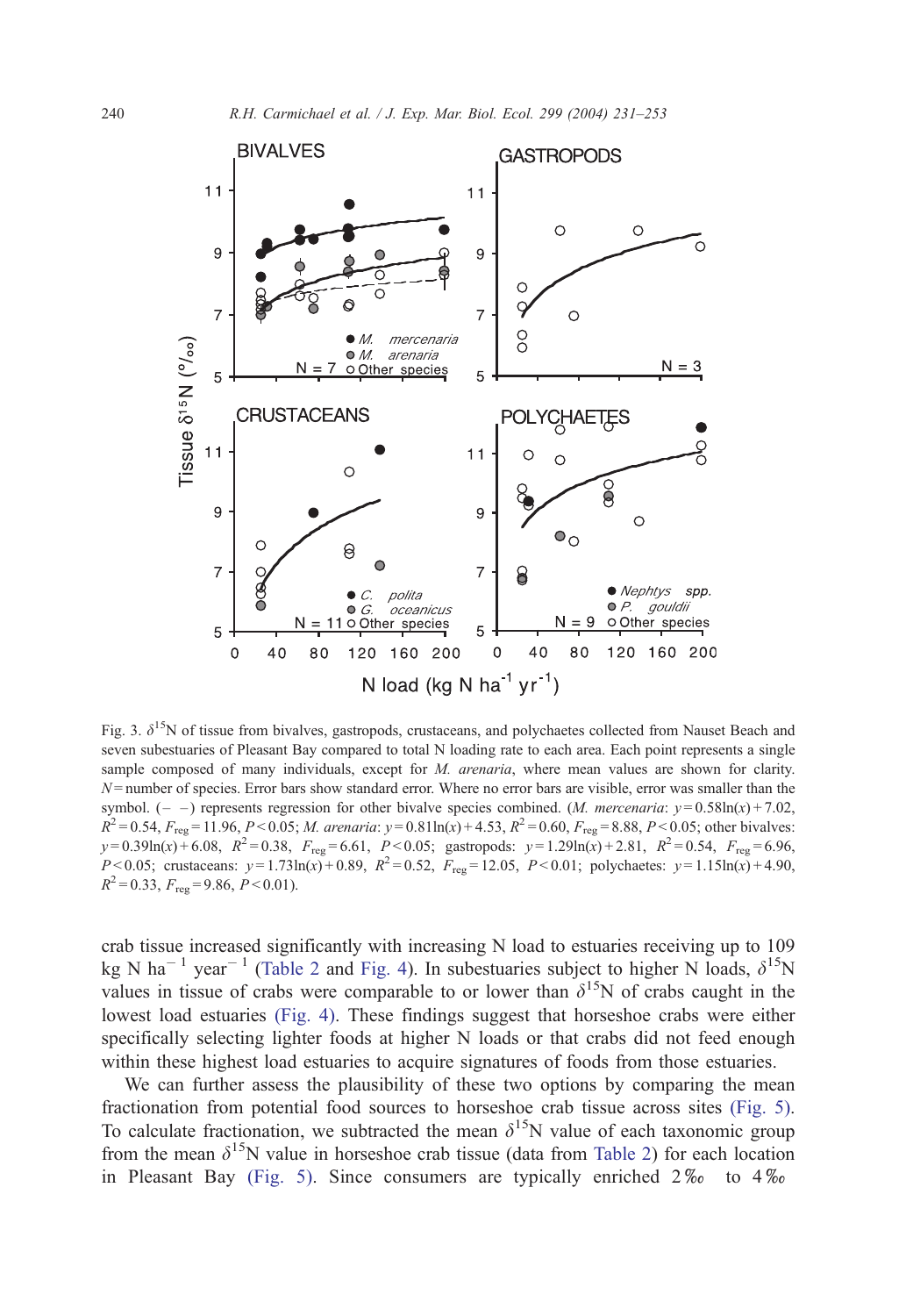Fig. 3. $\delta^{15}$N of tissue from bivalves, gastropods, crustaceans, and polychaetes collected from Nauset Beach and seven subestuaries of Pleasant Bay compared to total N loading rate to each area. Each point represents a single sample composed of many individuals, except for *M. arenaria*, where mean values are shown for clarity. $N$ = number of species. Error bars show standard error. Where no error bars are visible, error was smaller than the symbol. (– –) represents regression for other bivalve species combined. (*M. mercenaria*: $y=0.58\ln(x)+7.02$, $R^2=0.54$, $F_{reg}=11.96$, $P<0.05$; *M. arenaria*: $y=0.81\ln(x)+4.53$, $R^2=0.60$, $F_{reg}=8.88$, $P<0.05$; other bivalves: $y=0.39\ln(x)+6.08$, $R^2=0.38$, $F_{reg}=6.61$, $P<0.05$; gastropods: $y=1.29\ln(x)+2.81$, $R^2=0.54$, $F_{reg}=6.96$, $P<0.05$; crustaceans: $y=1.73\ln(x)+0.89$, $R^2=0.52$, $F_{reg}=12.05$, $P<0.01$; polychaetes: $y=1.15\ln(x)+4.90$, $R^2=0.33$, $F_{reg}=9.86$, $P<0.01$).

crab tissue increased significantly with increasing N load to estuaries receiving up to 109 kg N ha$^{-1}$ year$^{-1}$ (Table 2 and Fig. 4). In subestuaries subject to higher N loads, $\delta^{15}$N values in tissue of crabs were comparable to or lower than $\delta^{15}$N of crabs caught in the lowest load estuaries (Fig. 4). These findings suggest that horseshoe crabs were either specifically selecting lighter foods at higher N loads or that crabs did not feed enough within these highest load estuaries to acquire signatures of foods from those estuaries.

We can further assess the plausibility of these two options by comparing the mean fractionation from potential food sources to horseshoe crab tissue across sites (Fig. 5). To calculate fractionation, we subtracted the mean $\delta^{15}$N value of each taxonomic group from the mean $\delta^{15}$N value in horseshoe crab tissue (data from Table 2) for each location in Pleasant Bay (Fig. 5). Since consumers are typically enriched 2‰ to 4‰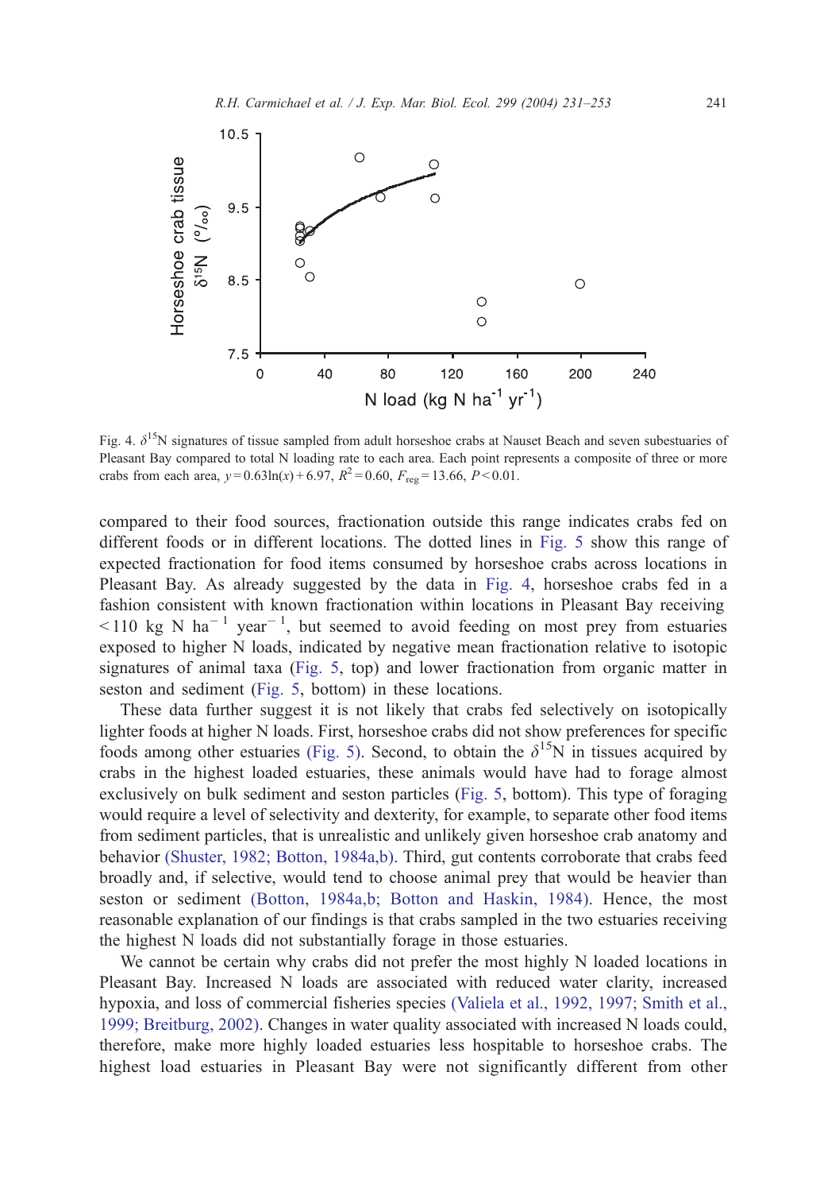Fig. 4. $\delta^{15}$N signatures of tissue sampled from adult horseshoe crabs at Nauset Beach and seven subestuaries of Pleasant Bay compared to total N loading rate to each area. Each point represents a composite of three or more crabs from each area, $y = 0.63\ln(x) + 6.97$, $R^2 = 0.60$, $F_{reg} = 13.66$, $P < 0.01$.

compared to their food sources, fractionation outside this range indicates crabs fed on different foods or in different locations. The dotted lines in Fig. 5 show this range of expected fractionation for food items consumed by horseshoe crabs across locations in Pleasant Bay. As already suggested by the data in Fig. 4, horseshoe crabs fed in a fashion consistent with known fractionation within locations in Pleasant Bay receiving $< 110$ kg N ha$^{-1}$ year$^{-1}$, but seemed to avoid feeding on most prey from estuaries exposed to higher N loads, indicated by negative mean fractionation relative to isotopic signatures of animal taxa (Fig. 5, top) and lower fractionation from organic matter in seston and sediment (Fig. 5, bottom) in these locations.

These data further suggest it is not likely that crabs fed selectively on isotopically lighter foods at higher N loads. First, horseshoe crabs did not show preferences for specific foods among other estuaries (Fig. 5). Second, to obtain the $\delta^{15}$N in tissues acquired by crabs in the highest loaded estuaries, these animals would have had to forage almost exclusively on bulk sediment and seston particles (Fig. 5, bottom). This type of foraging would require a level of selectivity and dexterity, for example, to separate other food items from sediment particles, that is unrealistic and unlikely given horseshoe crab anatomy and behavior (Shuster, 1982; Botton, 1984a,b). Third, gut contents corroborate that crabs feed broadly and, if selective, would tend to choose animal prey that would be heavier than seston or sediment (Botton, 1984a,b; Botton and Haskin, 1984). Hence, the most reasonable explanation of our findings is that crabs sampled in the two estuaries receiving the highest N loads did not substantially forage in those estuaries.

We cannot be certain why crabs did not prefer the most highly N loaded locations in Pleasant Bay. Increased N loads are associated with reduced water clarity, increased hypoxia, and loss of commercial fisheries species (Valiela et al., 1992, 1997; Smith et al., 1999; Breitburg, 2002). Changes in water quality associated with increased N loads could, therefore, make more highly loaded estuaries less hospitable to horseshoe crabs. The highest load estuaries in Pleasant Bay were not significantly different from other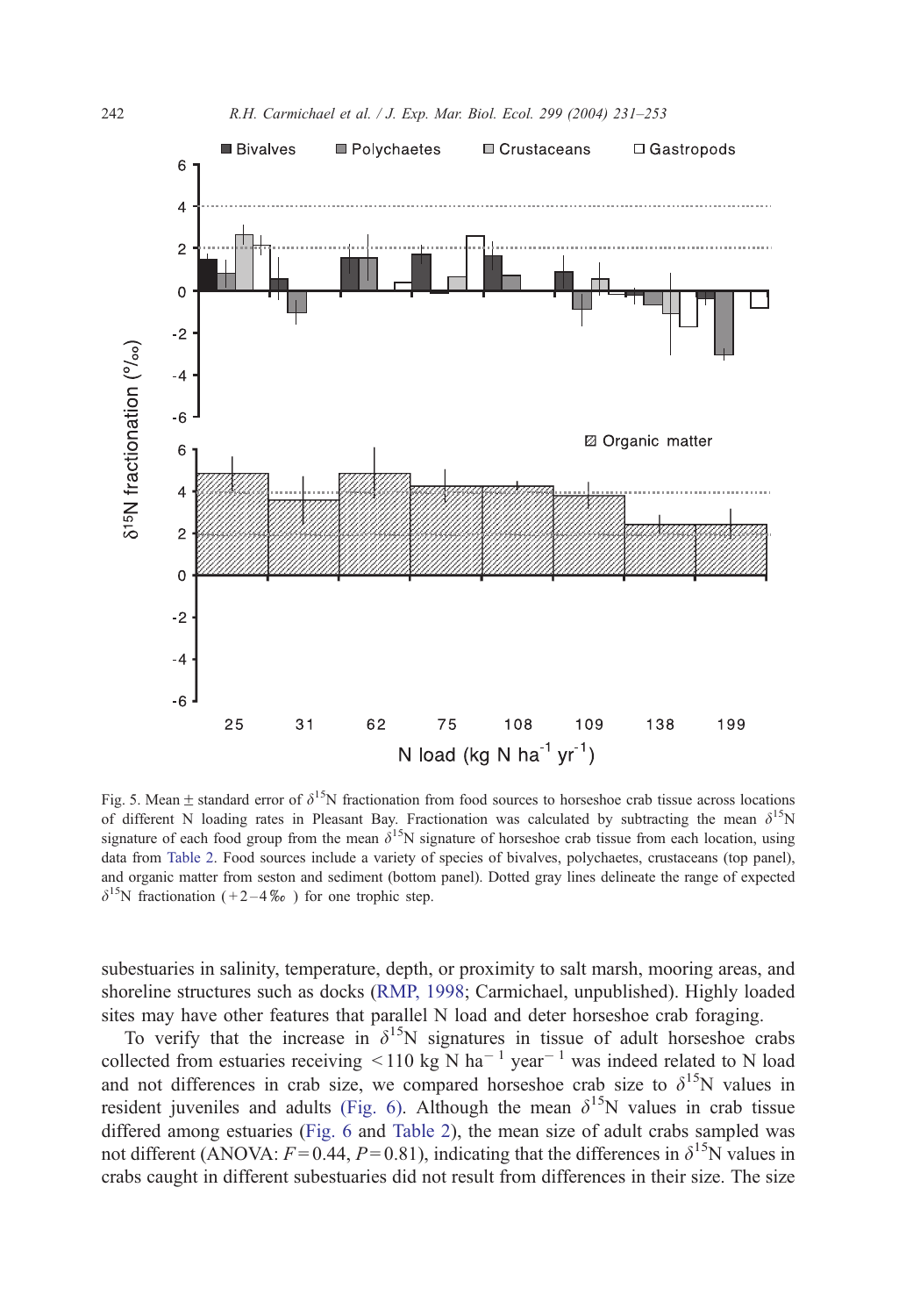Fig. 5. Mean ± standard error of $\delta^{15}N$ fractionation from food sources to horseshoe crab tissue across locations of different N loading rates in Pleasant Bay. Fractionation was calculated by subtracting the mean $\delta^{15}N$ signature of each food group from the mean $\delta^{15}N$ signature of horseshoe crab tissue from each location, using data from Table 2. Food sources include a variety of species of bivalves, polychaetes, crustaceans (top panel), and organic matter from seston and sediment (bottom panel). Dotted gray lines delineate the range of expected $\delta^{15}N$ fractionation (+2–4‰) for one trophic step.

subestuaries in salinity, temperature, depth, or proximity to salt marsh, mooring areas, and shoreline structures such as docks (RMP, 1998; Carmichael, unpublished). Highly loaded sites may have other features that parallel N load and deter horseshoe crab foraging.

To verify that the increase in $\delta^{15}N$ signatures in tissue of adult horseshoe crabs collected from estuaries receiving < 110 kg N ha$^{-1}$ year$^{-1}$ was indeed related to N load and not differences in crab size, we compared horseshoe crab size to $\delta^{15}N$ values in resident juveniles and adults (Fig. 6). Although the mean $\delta^{15}N$ values in crab tissue differed among estuaries (Fig. 6 and Table 2), the mean size of adult crabs sampled was not different (ANOVA: $F = 0.44$, $P = 0.81$), indicating that the differences in $\delta^{15}N$ values in crabs caught in different subestuaries did not result from differences in their size. The size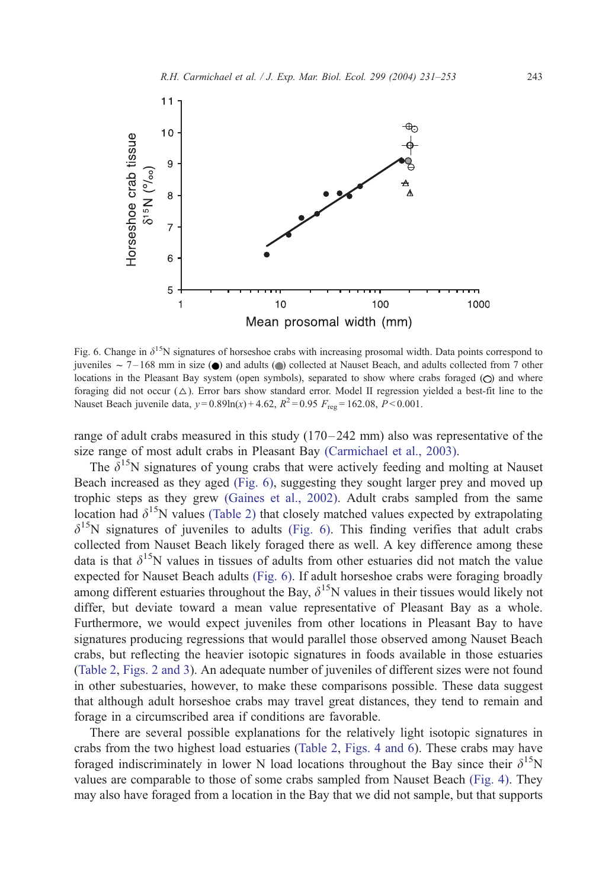Fig. 6. Change in $\delta^{15}$N signatures of horseshoe crabs with increasing prosomal width. Data points correspond to juveniles ~ 7–168 mm in size (●) and adults (●) collected at Nauset Beach, and adults collected from 7 other locations in the Pleasant Bay system (open symbols), separated to show where crabs foraged (○) and where foraging did not occur (△). Error bars show standard error. Model II regression yielded a best-fit line to the Nauset Beach juvenile data, $y = 0.89\ln(x) + 4.62$, $R^2 = 0.95$ $F_{reg} = 162.08$, $P < 0.001$.

range of adult crabs measured in this study (170–242 mm) also was representative of the size range of most adult crabs in Pleasant Bay (Carmichael et al., 2003).

The $\delta^{15}$N signatures of young crabs that were actively feeding and molting at Nauset Beach increased as they aged (Fig. 6), suggesting they sought larger prey and moved up trophic steps as they grew (Gaines et al., 2002). Adult crabs sampled from the same location had $\delta^{15}$N values (Table 2) that closely matched values expected by extrapolating $\delta^{15}$N signatures of juveniles to adults (Fig. 6). This finding verifies that adult crabs collected from Nauset Beach likely foraged there as well. A key difference among these data is that $\delta^{15}$N values in tissues of adults from other estuaries did not match the value expected for Nauset Beach adults (Fig. 6). If adult horseshoe crabs were foraging broadly among different estuaries throughout the Bay, $\delta^{15}$N values in their tissues would likely not differ, but deviate toward a mean value representative of Pleasant Bay as a whole. Furthermore, we would expect juveniles from other locations in Pleasant Bay to have signatures producing regressions that would parallel those observed among Nauset Beach crabs, but reflecting the heavier isotopic signatures in foods available in those estuaries (Table 2, Figs. 2 and 3). An adequate number of juveniles of different sizes were not found in other subestuaries, however, to make these comparisons possible. These data suggest that although adult horseshoe crabs may travel great distances, they tend to remain and forage in a circumscribed area if conditions are favorable.

There are several possible explanations for the relatively light isotopic signatures in crabs from the two highest load estuaries (Table 2, Figs. 4 and 6). These crabs may have foraged indiscriminately in lower N load locations throughout the Bay since their $\delta^{15}$N values are comparable to those of some crabs sampled from Nauset Beach (Fig. 4). They may also have foraged from a location in the Bay that we did not sample, but that supports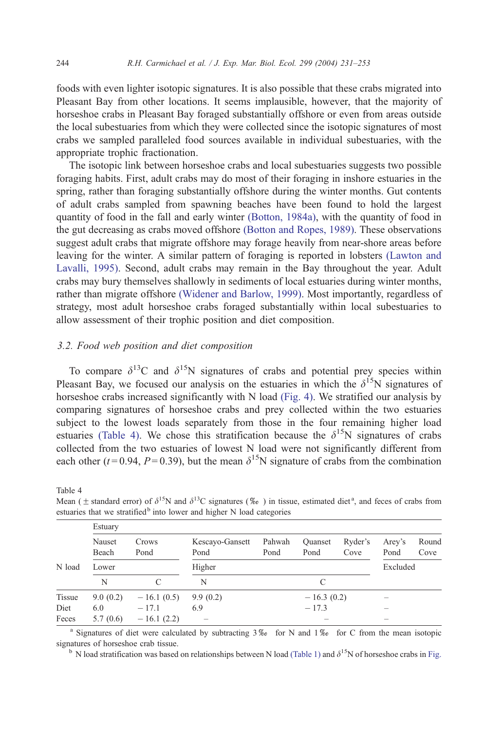foods with even lighter isotopic signatures. It is also possible that these crabs migrated into Pleasant Bay from other locations. It seems implausible, however, that the majority of horseshoe crabs in Pleasant Bay foraged substantially offshore or even from areas outside the local subestuaries from which they were collected since the isotopic signatures of most crabs we sampled paralleled food sources available in individual subestuaries, with the appropriate trophic fractionation.

The isotopic link between horseshoe crabs and local subestuaries suggests two possible foraging habits. First, adult crabs may do most of their foraging in inshore estuaries in the spring, rather than foraging substantially offshore during the winter months. Gut contents of adult crabs sampled from spawning beaches have been found to hold the largest quantity of food in the fall and early winter (Botton, 1984a), with the quantity of food in the gut decreasing as crabs moved offshore (Botton and Ropes, 1989). These observations suggest adult crabs that migrate offshore may forage heavily from near-shore areas before leaving for the winter. A similar pattern of foraging is reported in lobsters (Lawton and Lavalli, 1995). Second, adult crabs may remain in the Bay throughout the year. Adult crabs may bury themselves shallowly in sediments of local estuaries during winter months, rather than migrate offshore (Widener and Barlow, 1999). Most importantly, regardless of strategy, most adult horseshoe crabs foraged substantially within local subestuaries to allow assessment of their trophic position and diet composition.

### 3.2. Food web position and diet composition

To compare $\delta^{13}C$ and $\delta^{15}N$ signatures of crabs and potential prey species within Pleasant Bay, we focused our analysis on the estuaries in which the $\delta^{15}N$ signatures of horseshoe crabs increased significantly with N load (Fig. 4). We stratified our analysis by comparing signatures of horseshoe crabs and prey collected within the two estuaries subject to the lowest loads separately from those in the four remaining higher load estuaries (Table 4). We chose this stratification because the $\delta^{15}N$ signatures of crabs collected from the two estuaries of lowest N load were not significantly different from each other ($t = 0.94$, $P = 0.39$), but the mean $\delta^{15}N$ signature of crabs from the combination

Table 4
Mean (± standard error) of $\delta^{15}N$ and $\delta^{13}C$ signatures (‰) in tissue, estimated diet[a], and feces of crabs from estuaries that we stratified[b] into lower and higher N load categories

| | Estuary | | | | | | | |
|---|---|---|---|---|---|---|---|---|
| | Nauset Beach | Crows Pond | Kescayo-Gansett Pond | Pahwah Pond | Quanset Pond | Ryder's Cove | Arey's Pond | Round Cove |
| N load | Lower | | Higher | | | | Excluded | |
| | N | C | N | | C | | | |
| Tissue | 9.0 (0.2) | −16.1 (0.5) | 9.9 (0.2) | | −16.3 (0.2) | | – | |
| Diet | 6.0 | −17.1 | 6.9 | | −17.3 | | – | |
| Feces | 5.7 (0.6) | −16.1 (2.2) | – | | – | | – | |

[a] Signatures of diet were calculated by subtracting 3‰ for N and 1‰ for C from the mean isotopic signatures of horseshoe crab tissue.

[b] N load stratification was based on relationships between N load (Table 1) and $\delta^{15}N$ of horseshoe crabs in Fig.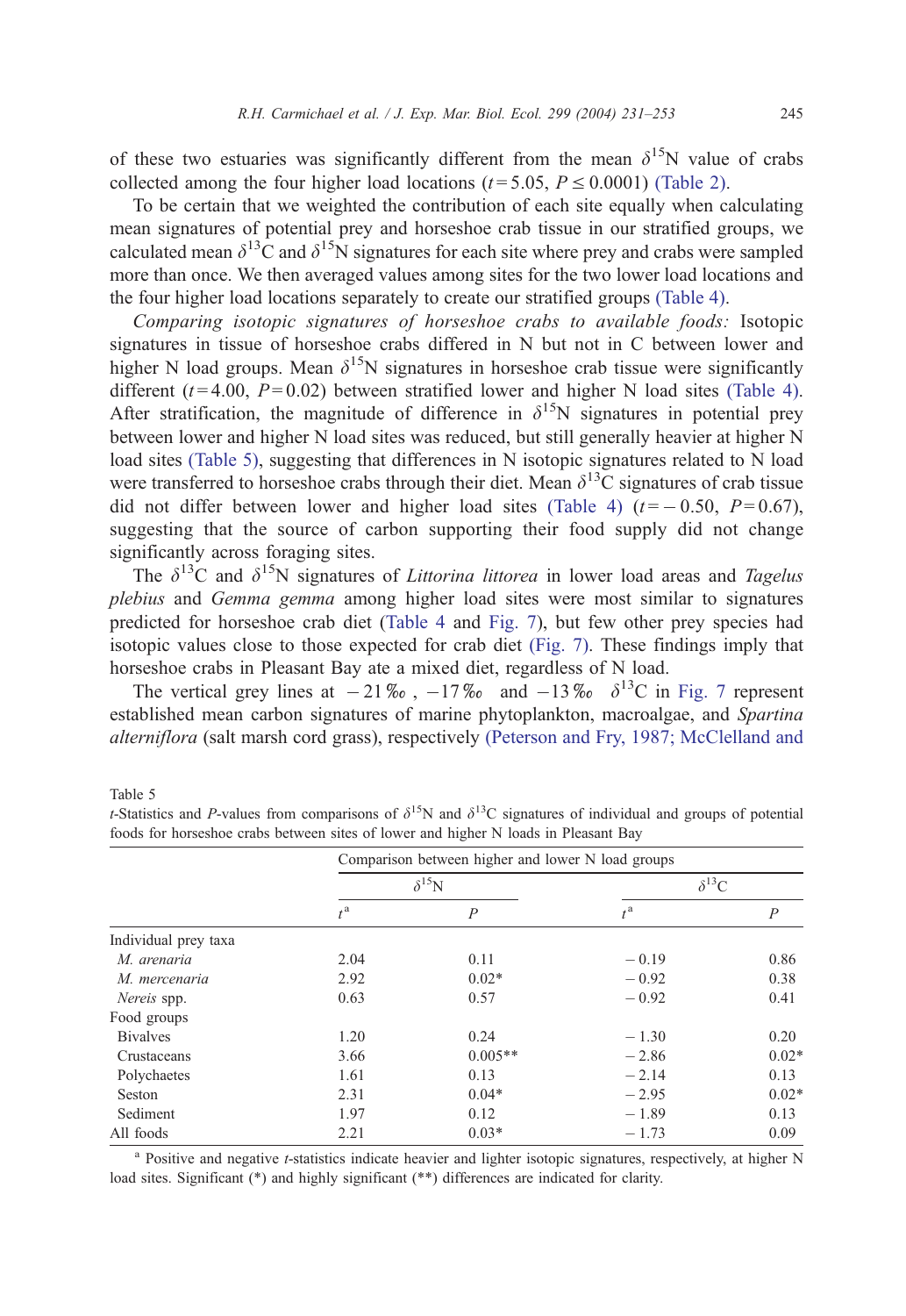of these two estuaries was significantly different from the mean $\delta^{15}$N value of crabs collected among the four higher load locations ($t = 5.05$, $P \leq 0.0001$) (Table 2).

To be certain that we weighted the contribution of each site equally when calculating mean signatures of potential prey and horseshoe crab tissue in our stratified groups, we calculated mean $\delta^{13}$C and $\delta^{15}$N signatures for each site where prey and crabs were sampled more than once. We then averaged values among sites for the two lower load locations and the four higher load locations separately to create our stratified groups (Table 4).

*Comparing isotopic signatures of horseshoe crabs to available foods:* Isotopic signatures in tissue of horseshoe crabs differed in N but not in C between lower and higher N load groups. Mean $\delta^{15}$N signatures in horseshoe crab tissue were significantly different ($t = 4.00$, $P = 0.02$) between stratified lower and higher N load sites (Table 4). After stratification, the magnitude of difference in $\delta^{15}$N signatures in potential prey between lower and higher N load sites was reduced, but still generally heavier at higher N load sites (Table 5), suggesting that differences in N isotopic signatures related to N load were transferred to horseshoe crabs through their diet. Mean $\delta^{13}$C signatures of crab tissue did not differ between lower and higher load sites (Table 4) ($t = -0.50$, $P = 0.67$), suggesting that the source of carbon supporting their food supply did not change significantly across foraging sites.

The $\delta^{13}$C and $\delta^{15}$N signatures of *Littorina littorea* in lower load areas and *Tagelus plebius* and *Gemma gemma* among higher load sites were most similar to signatures predicted for horseshoe crab diet (Table 4 and Fig. 7), but few other prey species had isotopic values close to those expected for crab diet (Fig. 7). These findings imply that horseshoe crabs in Pleasant Bay ate a mixed diet, regardless of N load.

The vertical grey lines at −21‰, −17‰ and −13‰ $\delta^{13}$C in Fig. 7 represent established mean carbon signatures of marine phytoplankton, macroalgae, and *Spartina alterniflora* (salt marsh cord grass), respectively (Peterson and Fry, 1987; McClelland and

Table 5
*t*-Statistics and *P*-values from comparisons of $\delta^{15}$N and $\delta^{13}$C signatures of individual and groups of potential foods for horseshoe crabs between sites of lower and higher N loads in Pleasant Bay

| | Comparison between higher and lower N load groups | | | |
|---|---|---|---|---|
| | $\delta^{15}$N | | $\delta^{13}$C | |
| | $t$[a] | $P$ | $t$[a] | $P$ |
| Individual prey taxa | | | | |
| *M. arenaria* | 2.04 | 0.11 | −0.19 | 0.86 |
| *M. mercenaria* | 2.92 | 0.02* | −0.92 | 0.38 |
| *Nereis* spp. | 0.63 | 0.57 | −0.92 | 0.41 |
| Food groups | | | | |
| Bivalves | 1.20 | 0.24 | −1.30 | 0.20 |
| Crustaceans | 3.66 | 0.005** | −2.86 | 0.02* |
| Polychaetes | 1.61 | 0.13 | −2.14 | 0.13 |
| Seston | 2.31 | 0.04* | −2.95 | 0.02* |
| Sediment | 1.97 | 0.12 | −1.89 | 0.13 |
| All foods | 2.21 | 0.03* | −1.73 | 0.09 |

[a] Positive and negative *t*-statistics indicate heavier and lighter isotopic signatures, respectively, at higher N load sites. Significant (*) and highly significant (**) differences are indicated for clarity.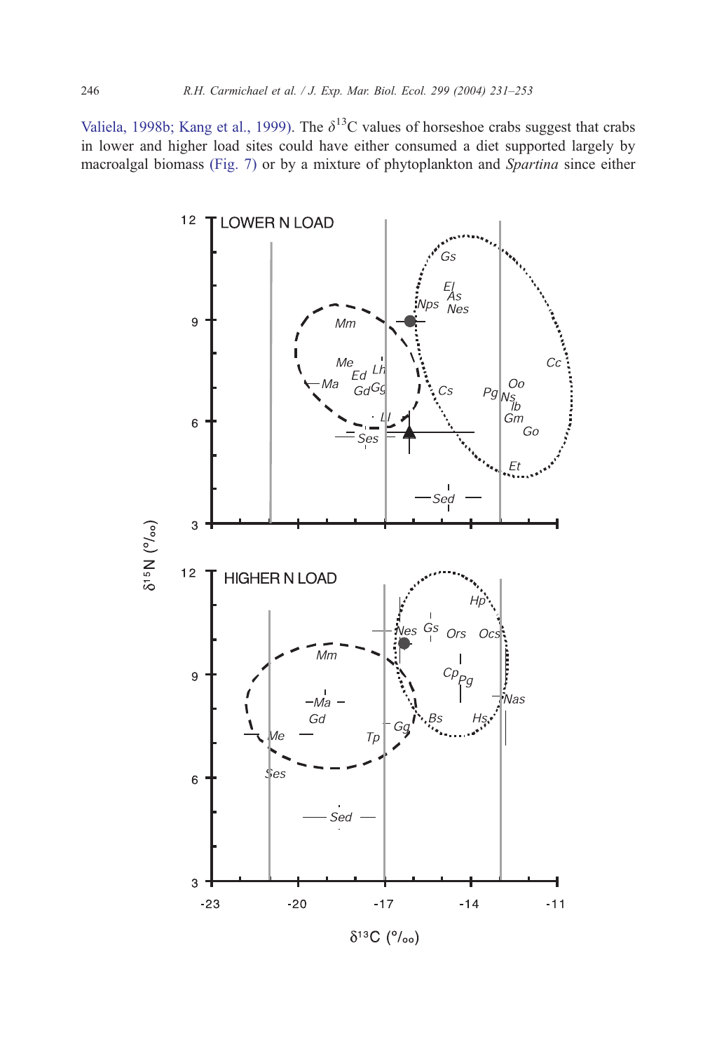Valiela, 1998b; Kang et al., 1999). The $\delta^{13}$C values of horseshoe crabs suggest that crabs in lower and higher load sites could have either consumed a diet supported largely by macroalgal biomass (Fig. 7) or by a mixture of phytoplankton and *Spartina* since either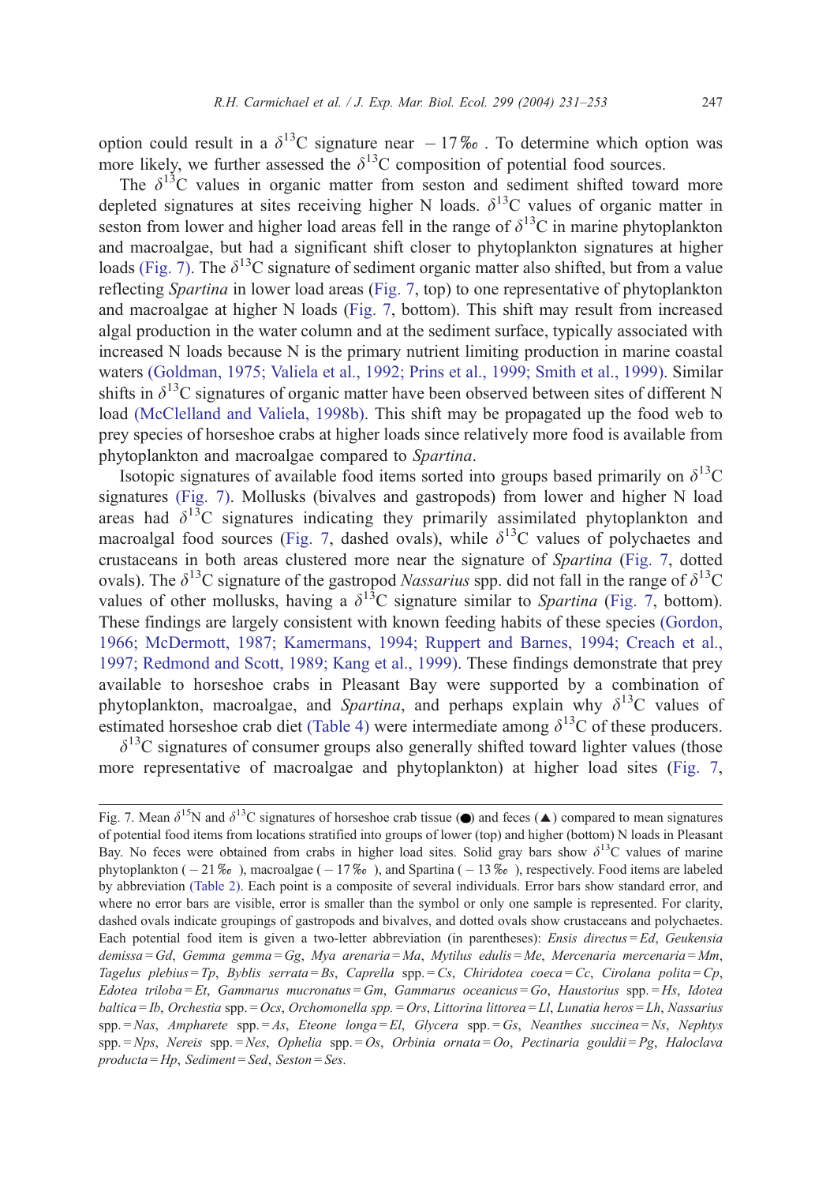option could result in a $\delta^{13}C$ signature near $-17$‰. To determine which option was more likely, we further assessed the $\delta^{13}C$ composition of potential food sources.

The $\delta^{13}C$ values in organic matter from seston and sediment shifted toward more depleted signatures at sites receiving higher N loads. $\delta^{13}C$ values of organic matter in seston from lower and higher load areas fell in the range of $\delta^{13}C$ in marine phytoplankton and macroalgae, but had a significant shift closer to phytoplankton signatures at higher loads (Fig. 7). The $\delta^{13}C$ signature of sediment organic matter also shifted, but from a value reflecting *Spartina* in lower load areas (Fig. 7, top) to one representative of phytoplankton and macroalgae at higher N loads (Fig. 7, bottom). This shift may result from increased algal production in the water column and at the sediment surface, typically associated with increased N loads because N is the primary nutrient limiting production in marine coastal waters (Goldman, 1975; Valiela et al., 1992; Prins et al., 1999; Smith et al., 1999). Similar shifts in $\delta^{13}C$ signatures of organic matter have been observed between sites of different N load (McClelland and Valiela, 1998b). This shift may be propagated up the food web to prey species of horseshoe crabs at higher loads since relatively more food is available from phytoplankton and macroalgae compared to *Spartina*.

Isotopic signatures of available food items sorted into groups based primarily on $\delta^{13}C$ signatures (Fig. 7). Mollusks (bivalves and gastropods) from lower and higher N load areas had $\delta^{13}C$ signatures indicating they primarily assimilated phytoplankton and macroalgal food sources (Fig. 7, dashed ovals), while $\delta^{13}C$ values of polychaetes and crustaceans in both areas clustered more near the signature of *Spartina* (Fig. 7, dotted ovals). The $\delta^{13}C$ signature of the gastropod *Nassarius* spp. did not fall in the range of $\delta^{13}C$ values of other mollusks, having a $\delta^{13}C$ signature similar to *Spartina* (Fig. 7, bottom). These findings are largely consistent with known feeding habits of these species (Gordon, 1966; McDermott, 1987; Kamermans, 1994; Ruppert and Barnes, 1994; Creach et al., 1997; Redmond and Scott, 1989; Kang et al., 1999). These findings demonstrate that prey available to horseshoe crabs in Pleasant Bay were supported by a combination of phytoplankton, macroalgae, and *Spartina*, and perhaps explain why $\delta^{13}C$ values of estimated horseshoe crab diet (Table 4) were intermediate among $\delta^{13}C$ of these producers.

$\delta^{13}C$ signatures of consumer groups also generally shifted toward lighter values (those more representative of macroalgae and phytoplankton) at higher load sites (Fig. 7,

Fig. 7. Mean $\delta^{15}N$ and $\delta^{13}C$ signatures of horseshoe crab tissue (●) and feces (▲) compared to mean signatures of potential food items from locations stratified into groups of lower (top) and higher (bottom) N loads in Pleasant Bay. No feces were obtained from crabs in higher load sites. Solid gray bars show $\delta^{13}C$ values of marine phytoplankton ($-21$‰), macroalgae ($-17$‰), and Spartina ($-13$‰), respectively. Food items are labeled by abbreviation (Table 2). Each point is a composite of several individuals. Error bars show standard error, and where no error bars are visible, error is smaller than the symbol or only one sample is represented. For clarity, dashed ovals indicate groupings of gastropods and bivalves, and dotted ovals show crustaceans and polychaetes. Each potential food item is given a two-letter abbreviation (in parentheses): *Ensis directus* = *Ed*, *Geukensia demissa* = *Gd*, *Gemma gemma* = *Gg*, *Mya arenaria* = *Ma*, *Mytilus edulis* = *Me*, *Mercenaria mercenaria* = *Mm*, *Tagelus plebius* = *Tp*, *Byblis serrata* = *Bs*, *Caprella* spp. = *Cs*, *Chiridotea coeca* = *Cc*, *Cirolana polita* = *Cp*, *Edotea triloba* = *Et*, *Gammarus mucronatus* = *Gm*, *Gammarus oceanicus* = *Go*, *Haustorius* spp. = *Hs*, *Idotea baltica* = *Ib*, *Orchestia* spp. = *Ocs*, *Orchomonella spp.* = *Ors*, *Littorina littorea* = *Ll*, *Lunatia heros* = *Lh*, *Nassarius* spp. = *Nas*, *Ampharete* spp. = *As*, *Eteone longa* = *El*, *Glycera* spp. = *Gs*, *Neanthes succinea* = *Ns*, *Nephtys* spp. = *Nps*, *Nereis* spp. = *Nes*, *Ophelia* spp. = *Os*, *Orbinia ornata* = *Oo*, *Pectinaria gouldii* = *Pg*, *Haloclava producta* = *Hp*, *Sediment* = *Sed*, *Seston* = *Ses*.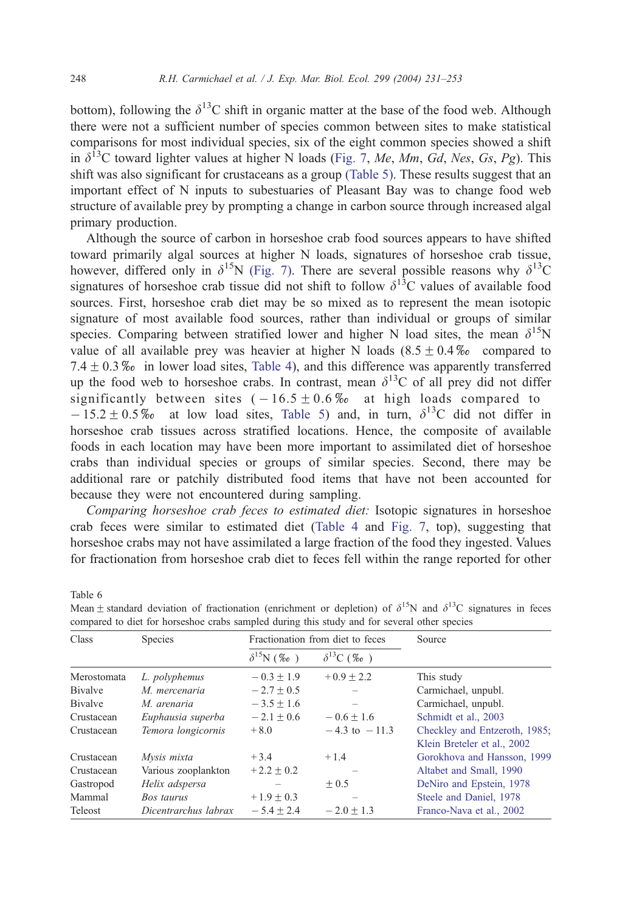bottom), following the $\delta^{13}C$ shift in organic matter at the base of the food web. Although there were not a sufficient number of species common between sites to make statistical comparisons for most individual species, six of the eight common species showed a shift in $\delta^{13}C$ toward lighter values at higher N loads (Fig. 7, *Me*, *Mm*, *Gd*, *Nes*, *Gs*, *Pg*). This shift was also significant for crustaceans as a group (Table 5). These results suggest that an important effect of N inputs to subestuaries of Pleasant Bay was to change food web structure of available prey by prompting a change in carbon source through increased algal primary production.

Although the source of carbon in horseshoe crab food sources appears to have shifted toward primarily algal sources at higher N loads, signatures of horseshoe crab tissue, however, differed only in $\delta^{15}N$ (Fig. 7). There are several possible reasons why $\delta^{13}C$ signatures of horseshoe crab tissue did not shift to follow $\delta^{13}C$ values of available food sources. First, horseshoe crab diet may be so mixed as to represent the mean isotopic signature of most available food sources, rather than individual or groups of similar species. Comparing between stratified lower and higher N load sites, the mean $\delta^{15}N$ value of all available prey was heavier at higher N loads ($8.5 \pm 0.4$‰ compared to $7.4 \pm 0.3$‰ in lower load sites, Table 4), and this difference was apparently transferred up the food web to horseshoe crabs. In contrast, mean $\delta^{13}C$ of all prey did not differ significantly between sites ($-16.5 \pm 0.6$‰ at high loads compared to $-15.2 \pm 0.5$‰ at low load sites, Table 5) and, in turn, $\delta^{13}C$ did not differ in horseshoe crab tissues across stratified locations. Hence, the composite of available foods in each location may have been more important to assimilated diet of horseshoe crabs than individual species or groups of similar species. Second, there may be additional rare or patchily distributed food items that have not been accounted for because they were not encountered during sampling.

*Comparing horseshoe crab feces to estimated diet:* Isotopic signatures in horseshoe crab feces were similar to estimated diet (Table 4 and Fig. 7, top), suggesting that horseshoe crabs may not have assimilated a large fraction of the food they ingested. Values for fractionation from horseshoe crab diet to feces fell within the range reported for other

Table 6

Mean ± standard deviation of fractionation (enrichment or depletion) of $\delta^{15}N$ and $\delta^{13}C$ signatures in feces compared to diet for horseshoe crabs sampled during this study and for several other species

| Class | Species | Fractionation from diet to feces | | Source |
|---|---|---|---|---|
| | | $\delta^{15}N$ (‰) | $\delta^{13}C$ (‰) | |
| Merostomata | *L. polyphemus* | $-0.3 \pm 1.9$ | $+0.9 \pm 2.2$ | This study |
| Bivalve | *M. mercenaria* | $-2.7 \pm 0.5$ | – | Carmichael, unpubl. |
| Bivalve | *M. arenaria* | $-3.5 \pm 1.6$ | – | Carmichael, unpubl. |
| Crustacean | *Euphausia superba* | $-2.1 \pm 0.6$ | $-0.6 \pm 1.6$ | Schmidt et al., 2003 |
| Crustacean | *Temora longicornis* | $+8.0$ | $-4.3$ to $-11.3$ | Checkley and Entzeroth, 1985; Klein Breteler et al., 2002 |
| Crustacean | *Mysis mixta* | $+3.4$ | $+1.4$ | Gorokhova and Hansson, 1999 |
| Crustacean | Various zooplankton | $+2.2 \pm 0.2$ | – | Altabet and Small, 1990 |
| Gastropod | *Helix adspersa* | – | $\pm 0.5$ | DeNiro and Epstein, 1978 |
| Mammal | *Bos taurus* | $+1.9 \pm 0.3$ | – | Steele and Daniel, 1978 |
| Teleost | *Dicentrarchus labrax* | $-5.4 \pm 2.4$ | $-2.0 \pm 1.3$ | Franco-Nava et al., 2002 |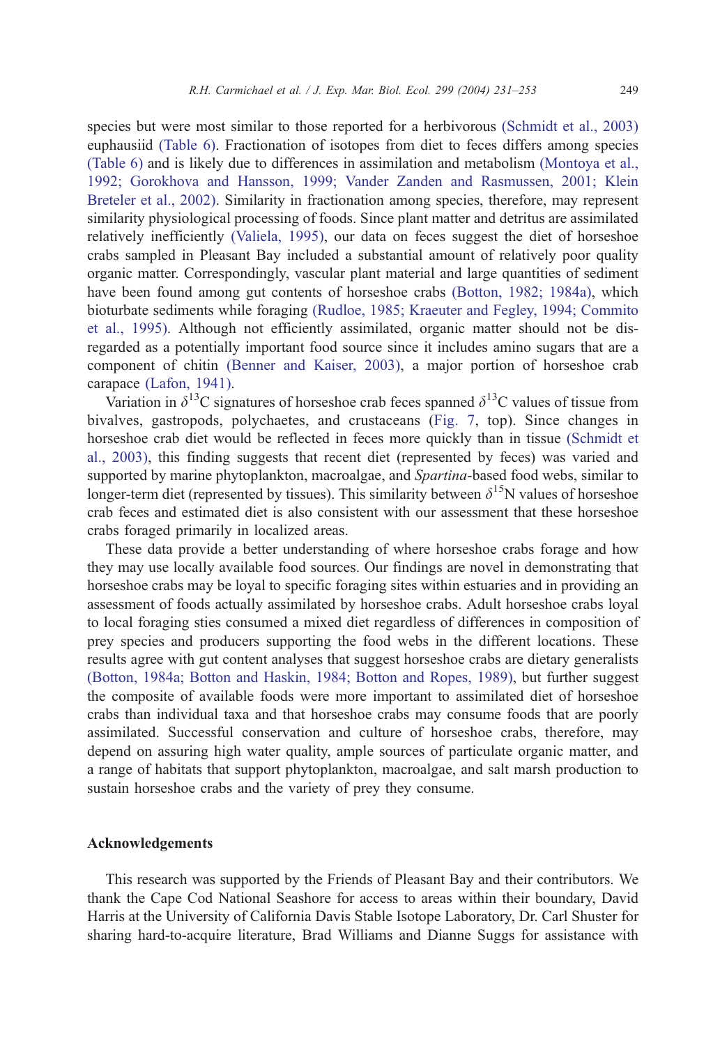species but were most similar to those reported for a herbivorous (Schmidt et al., 2003) euphausiid (Table 6). Fractionation of isotopes from diet to feces differs among species (Table 6) and is likely due to differences in assimilation and metabolism (Montoya et al., 1992; Gorokhova and Hansson, 1999; Vander Zanden and Rasmussen, 2001; Klein Breteler et al., 2002). Similarity in fractionation among species, therefore, may represent similarity physiological processing of foods. Since plant matter and detritus are assimilated relatively inefficiently (Valiela, 1995), our data on feces suggest the diet of horseshoe crabs sampled in Pleasant Bay included a substantial amount of relatively poor quality organic matter. Correspondingly, vascular plant material and large quantities of sediment have been found among gut contents of horseshoe crabs (Botton, 1982; 1984a), which bioturbate sediments while foraging (Rudloe, 1985; Kraeuter and Fegley, 1994; Commito et al., 1995). Although not efficiently assimilated, organic matter should not be disregarded as a potentially important food source since it includes amino sugars that are a component of chitin (Benner and Kaiser, 2003), a major portion of horseshoe crab carapace (Lafon, 1941).

Variation in $\delta^{13}$C signatures of horseshoe crab feces spanned $\delta^{13}$C values of tissue from bivalves, gastropods, polychaetes, and crustaceans (Fig. 7, top). Since changes in horseshoe crab diet would be reflected in feces more quickly than in tissue (Schmidt et al., 2003), this finding suggests that recent diet (represented by feces) was varied and supported by marine phytoplankton, macroalgae, and *Spartina*-based food webs, similar to longer-term diet (represented by tissues). This similarity between $\delta^{15}$N values of horseshoe crab feces and estimated diet is also consistent with our assessment that these horseshoe crabs foraged primarily in localized areas.

These data provide a better understanding of where horseshoe crabs forage and how they may use locally available food sources. Our findings are novel in demonstrating that horseshoe crabs may be loyal to specific foraging sites within estuaries and in providing an assessment of foods actually assimilated by horseshoe crabs. Adult horseshoe crabs loyal to local foraging sties consumed a mixed diet regardless of differences in composition of prey species and producers supporting the food webs in the different locations. These results agree with gut content analyses that suggest horseshoe crabs are dietary generalists (Botton, 1984a; Botton and Haskin, 1984; Botton and Ropes, 1989), but further suggest the composite of available foods were more important to assimilated diet of horseshoe crabs than individual taxa and that horseshoe crabs may consume foods that are poorly assimilated. Successful conservation and culture of horseshoe crabs, therefore, may depend on assuring high water quality, ample sources of particulate organic matter, and a range of habitats that support phytoplankton, macroalgae, and salt marsh production to sustain horseshoe crabs and the variety of prey they consume.

## Acknowledgements

This research was supported by the Friends of Pleasant Bay and their contributors. We thank the Cape Cod National Seashore for access to areas within their boundary, David Harris at the University of California Davis Stable Isotope Laboratory, Dr. Carl Shuster for sharing hard-to-acquire literature, Brad Williams and Dianne Suggs for assistance with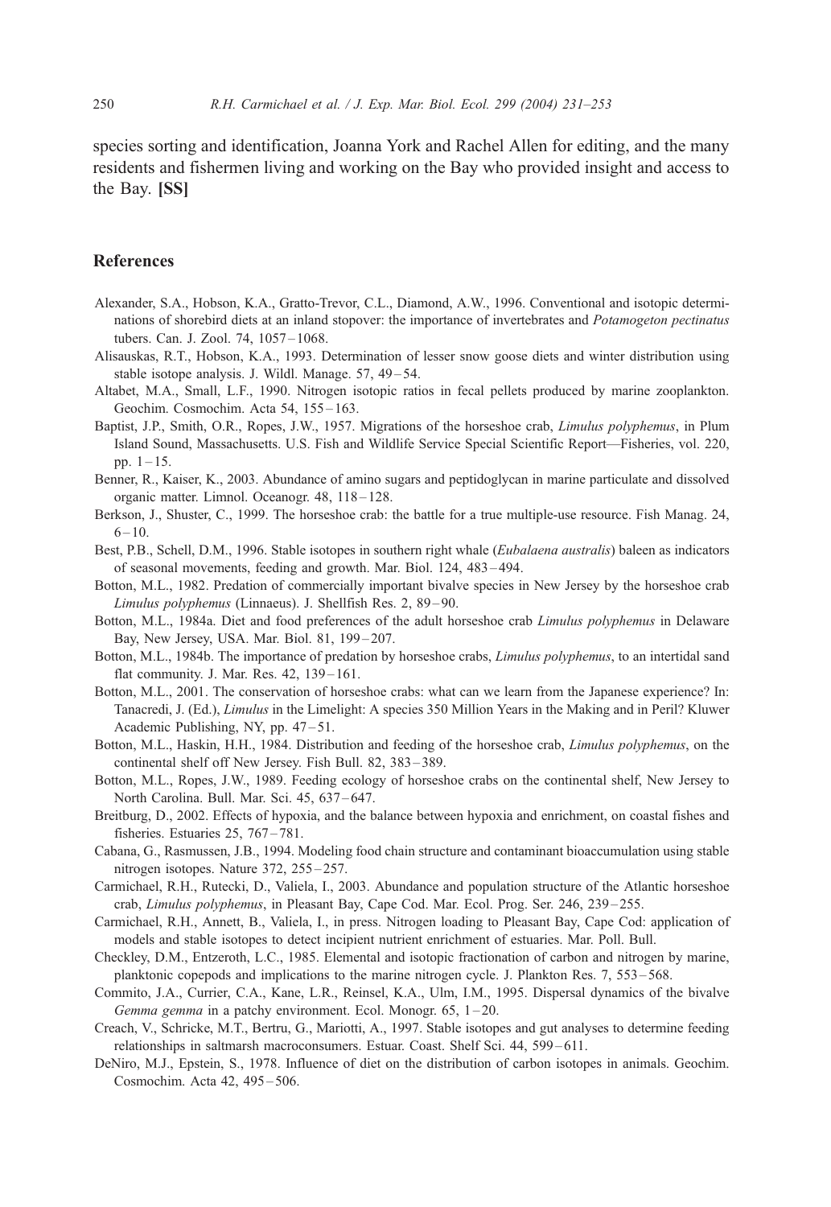species sorting and identification, Joanna York and Rachel Allen for editing, and the many residents and fishermen living and working on the Bay who provided insight and access to the Bay. **[SS]**

## References

Alexander, S.A., Hobson, K.A., Gratto-Trevor, C.L., Diamond, A.W., 1996. Conventional and isotopic determinations of shorebird diets at an inland stopover: the importance of invertebrates and *Potamogeton pectinatus* tubers. Can. J. Zool. 74, 1057–1068.

Alisauskas, R.T., Hobson, K.A., 1993. Determination of lesser snow goose diets and winter distribution using stable isotope analysis. J. Wildl. Manage. 57, 49–54.

Altabet, M.A., Small, L.F., 1990. Nitrogen isotopic ratios in fecal pellets produced by marine zooplankton. Geochim. Cosmochim. Acta 54, 155–163.

Baptist, J.P., Smith, O.R., Ropes, J.W., 1957. Migrations of the horseshoe crab, *Limulus polyphemus*, in Plum Island Sound, Massachusetts. U.S. Fish and Wildlife Service Special Scientific Report—Fisheries, vol. 220, pp. 1–15.

Benner, R., Kaiser, K., 2003. Abundance of amino sugars and peptidoglycan in marine particulate and dissolved organic matter. Limnol. Oceanogr. 48, 118–128.

Berkson, J., Shuster, C., 1999. The horseshoe crab: the battle for a true multiple-use resource. Fish Manag. 24, 6–10.

Best, P.B., Schell, D.M., 1996. Stable isotopes in southern right whale (*Eubalaena australis*) baleen as indicators of seasonal movements, feeding and growth. Mar. Biol. 124, 483–494.

Botton, M.L., 1982. Predation of commercially important bivalve species in New Jersey by the horseshoe crab *Limulus polyphemus* (Linnaeus). J. Shellfish Res. 2, 89–90.

Botton, M.L., 1984a. Diet and food preferences of the adult horseshoe crab *Limulus polyphemus* in Delaware Bay, New Jersey, USA. Mar. Biol. 81, 199–207.

Botton, M.L., 1984b. The importance of predation by horseshoe crabs, *Limulus polyphemus*, to an intertidal sand flat community. J. Mar. Res. 42, 139–161.

Botton, M.L., 2001. The conservation of horseshoe crabs: what can we learn from the Japanese experience? In: Tanacredi, J. (Ed.), *Limulus* in the Limelight: A species 350 Million Years in the Making and in Peril? Kluwer Academic Publishing, NY, pp. 47–51.

Botton, M.L., Haskin, H.H., 1984. Distribution and feeding of the horseshoe crab, *Limulus polyphemus*, on the continental shelf off New Jersey. Fish Bull. 82, 383–389.

Botton, M.L., Ropes, J.W., 1989. Feeding ecology of horseshoe crabs on the continental shelf, New Jersey to North Carolina. Bull. Mar. Sci. 45, 637–647.

Breitburg, D., 2002. Effects of hypoxia, and the balance between hypoxia and enrichment, on coastal fishes and fisheries. Estuaries 25, 767–781.

Cabana, G., Rasmussen, J.B., 1994. Modeling food chain structure and contaminant bioaccumulation using stable nitrogen isotopes. Nature 372, 255–257.

Carmichael, R.H., Rutecki, D., Valiela, I., 2003. Abundance and population structure of the Atlantic horseshoe crab, *Limulus polyphemus*, in Pleasant Bay, Cape Cod. Mar. Ecol. Prog. Ser. 246, 239–255.

Carmichael, R.H., Annett, B., Valiela, I., in press. Nitrogen loading to Pleasant Bay, Cape Cod: application of models and stable isotopes to detect incipient nutrient enrichment of estuaries. Mar. Poll. Bull.

Checkley, D.M., Entzeroth, L.C., 1985. Elemental and isotopic fractionation of carbon and nitrogen by marine, planktonic copepods and implications to the marine nitrogen cycle. J. Plankton Res. 7, 553–568.

Commito, J.A., Currier, C.A., Kane, L.R., Reinsel, K.A., Ulm, I.M., 1995. Dispersal dynamics of the bivalve *Gemma gemma* in a patchy environment. Ecol. Monogr. 65, 1–20.

Creach, V., Schricke, M.T., Bertru, G., Mariotti, A., 1997. Stable isotopes and gut analyses to determine feeding relationships in saltmarsh macroconsumers. Estuar. Coast. Shelf Sci. 44, 599–611.

DeNiro, M.J., Epstein, S., 1978. Influence of diet on the distribution of carbon isotopes in animals. Geochim. Cosmochim. Acta 42, 495–506.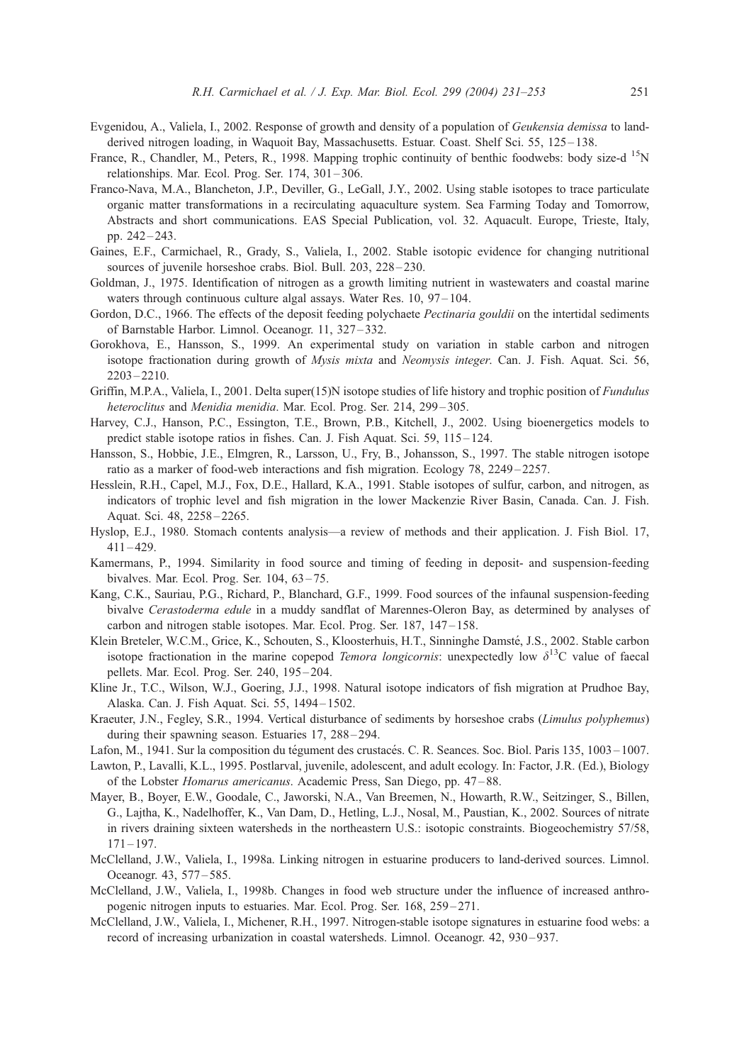Evgenidou, A., Valiela, I., 2002. Response of growth and density of a population of *Geukensia demissa* to land-derived nitrogen loading, in Waquoit Bay, Massachusetts. Estuar. Coast. Shelf Sci. 55, 125–138.

France, R., Chandler, M., Peters, R., 1998. Mapping trophic continuity of benthic foodwebs: body size-d $^{15}$N relationships. Mar. Ecol. Prog. Ser. 174, 301–306.

Franco-Nava, M.A., Blancheton, J.P., Deviller, G., LeGall, J.Y., 2002. Using stable isotopes to trace particulate organic matter transformations in a recirculating aquaculture system. Sea Farming Today and Tomorrow, Abstracts and short communications. EAS Special Publication, vol. 32. Aquacult. Europe, Trieste, Italy, pp. 242–243.

Gaines, E.F., Carmichael, R., Grady, S., Valiela, I., 2002. Stable isotopic evidence for changing nutritional sources of juvenile horseshoe crabs. Biol. Bull. 203, 228–230.

Goldman, J., 1975. Identification of nitrogen as a growth limiting nutrient in wastewaters and coastal marine waters through continuous culture algal assays. Water Res. 10, 97–104.

Gordon, D.C., 1966. The effects of the deposit feeding polychaete *Pectinaria gouldii* on the intertidal sediments of Barnstable Harbor. Limnol. Oceanogr. 11, 327–332.

Gorokhova, E., Hansson, S., 1999. An experimental study on variation in stable carbon and nitrogen isotope fractionation during growth of *Mysis mixta* and *Neomysis integer*. Can. J. Fish. Aquat. Sci. 56, 2203–2210.

Griffin, M.P.A., Valiela, I., 2001. Delta super(15)N isotope studies of life history and trophic position of *Fundulus heteroclitus* and *Menidia menidia*. Mar. Ecol. Prog. Ser. 214, 299–305.

Harvey, C.J., Hanson, P.C., Essington, T.E., Brown, P.B., Kitchell, J., 2002. Using bioenergetics models to predict stable isotope ratios in fishes. Can. J. Fish Aquat. Sci. 59, 115–124.

Hansson, S., Hobbie, J.E., Elmgren, R., Larsson, U., Fry, B., Johansson, S., 1997. The stable nitrogen isotope ratio as a marker of food-web interactions and fish migration. Ecology 78, 2249–2257.

Hesslein, R.H., Capel, M.J., Fox, D.E., Hallard, K.A., 1991. Stable isotopes of sulfur, carbon, and nitrogen, as indicators of trophic level and fish migration in the lower Mackenzie River Basin, Canada. Can. J. Fish. Aquat. Sci. 48, 2258–2265.

Hyslop, E.J., 1980. Stomach contents analysis—a review of methods and their application. J. Fish Biol. 17, 411–429.

Kamermans, P., 1994. Similarity in food source and timing of feeding in deposit- and suspension-feeding bivalves. Mar. Ecol. Prog. Ser. 104, 63–75.

Kang, C.K., Sauriau, P.G., Richard, P., Blanchard, G.F., 1999. Food sources of the infaunal suspension-feeding bivalve *Cerastoderma edule* in a muddy sandflat of Marennes-Oleron Bay, as determined by analyses of carbon and nitrogen stable isotopes. Mar. Ecol. Prog. Ser. 187, 147–158.

Klein Breteler, W.C.M., Grice, K., Schouten, S., Kloosterhuis, H.T., Sinninghe Damsté, J.S., 2002. Stable carbon isotope fractionation in the marine copepod *Temora longicornis*: unexpectedly low $\delta^{13}$C value of faecal pellets. Mar. Ecol. Prog. Ser. 240, 195–204.

Kline Jr., T.C., Wilson, W.J., Goering, J.J., 1998. Natural isotope indicators of fish migration at Prudhoe Bay, Alaska. Can. J. Fish Aquat. Sci. 55, 1494–1502.

Kraeuter, J.N., Fegley, S.R., 1994. Vertical disturbance of sediments by horseshoe crabs (*Limulus polyphemus*) during their spawning season. Estuaries 17, 288–294.

Lafon, M., 1941. Sur la composition du tégument des crustacés. C. R. Seances. Soc. Biol. Paris 135, 1003–1007.

Lawton, P., Lavalli, K.L., 1995. Postlarval, juvenile, adolescent, and adult ecology. In: Factor, J.R. (Ed.), Biology of the Lobster *Homarus americanus*. Academic Press, San Diego, pp. 47–88.

Mayer, B., Boyer, E.W., Goodale, C., Jaworski, N.A., Van Breemen, N., Howarth, R.W., Seitzinger, S., Billen, G., Lajtha, K., Nadelhoffer, K., Van Dam, D., Hetling, L.J., Nosal, M., Paustian, K., 2002. Sources of nitrate in rivers draining sixteen watersheds in the northeastern U.S.: isotopic constraints. Biogeochemistry 57/58, 171–197.

McClelland, J.W., Valiela, I., 1998a. Linking nitrogen in estuarine producers to land-derived sources. Limnol. Oceanogr. 43, 577–585.

McClelland, J.W., Valiela, I., 1998b. Changes in food web structure under the influence of increased anthropogenic nitrogen inputs to estuaries. Mar. Ecol. Prog. Ser. 168, 259–271.

McClelland, J.W., Valiela, I., Michener, R.H., 1997. Nitrogen-stable isotope signatures in estuarine food webs: a record of increasing urbanization in coastal watersheds. Limnol. Oceanogr. 42, 930–937.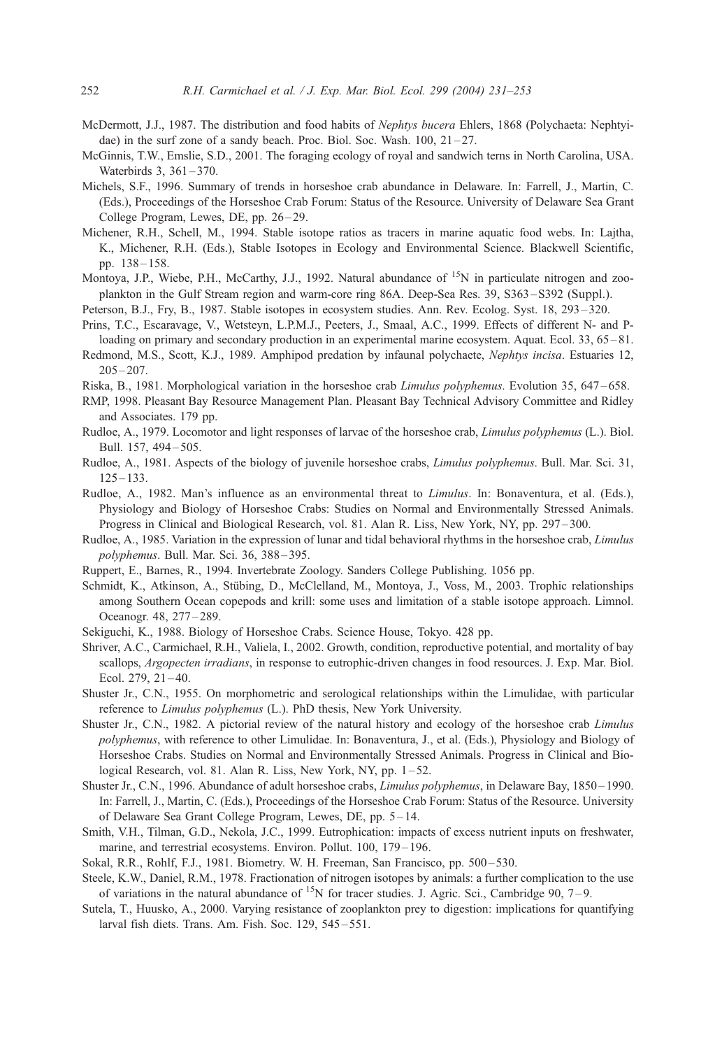McDermott, J.J., 1987. The distribution and food habits of *Nephtys bucera* Ehlers, 1868 (Polychaeta: Nephtyidae) in the surf zone of a sandy beach. Proc. Biol. Soc. Wash. 100, 21–27.

McGinnis, T.W., Emslie, S.D., 2001. The foraging ecology of royal and sandwich terns in North Carolina, USA. Waterbirds 3, 361–370.

Michels, S.F., 1996. Summary of trends in horseshoe crab abundance in Delaware. In: Farrell, J., Martin, C. (Eds.), Proceedings of the Horseshoe Crab Forum: Status of the Resource. University of Delaware Sea Grant College Program, Lewes, DE, pp. 26–29.

Michener, R.H., Schell, M., 1994. Stable isotope ratios as tracers in marine aquatic food webs. In: Lajtha, K., Michener, R.H. (Eds.), Stable Isotopes in Ecology and Environmental Science. Blackwell Scientific, pp. 138–158.

Montoya, J.P., Wiebe, P.H., McCarthy, J.J., 1992. Natural abundance of $^{15}$N in particulate nitrogen and zooplankton in the Gulf Stream region and warm-core ring 86A. Deep-Sea Res. 39, S363–S392 (Suppl.).

Peterson, B.J., Fry, B., 1987. Stable isotopes in ecosystem studies. Ann. Rev. Ecolog. Syst. 18, 293–320.

Prins, T.C., Escaravage, V., Wetsteyn, L.P.M.J., Peeters, J., Smaal, A.C., 1999. Effects of different N- and P-loading on primary and secondary production in an experimental marine ecosystem. Aquat. Ecol. 33, 65–81.

Redmond, M.S., Scott, K.J., 1989. Amphipod predation by infaunal polychaete, *Nephtys incisa*. Estuaries 12, 205–207.

Riska, B., 1981. Morphological variation in the horseshoe crab *Limulus polyphemus*. Evolution 35, 647–658.

RMP, 1998. Pleasant Bay Resource Management Plan. Pleasant Bay Technical Advisory Committee and Ridley and Associates. 179 pp.

Rudloe, A., 1979. Locomotor and light responses of larvae of the horseshoe crab, *Limulus polyphemus* (L.). Biol. Bull. 157, 494–505.

Rudloe, A., 1981. Aspects of the biology of juvenile horseshoe crabs, *Limulus polyphemus*. Bull. Mar. Sci. 31, 125–133.

Rudloe, A., 1982. Man's influence as an environmental threat to *Limulus*. In: Bonaventura, et al. (Eds.), Physiology and Biology of Horseshoe Crabs: Studies on Normal and Environmentally Stressed Animals. Progress in Clinical and Biological Research, vol. 81. Alan R. Liss, New York, NY, pp. 297–300.

Rudloe, A., 1985. Variation in the expression of lunar and tidal behavioral rhythms in the horseshoe crab, *Limulus polyphemus*. Bull. Mar. Sci. 36, 388–395.

Ruppert, E., Barnes, R., 1994. Invertebrate Zoology. Sanders College Publishing. 1056 pp.

Schmidt, K., Atkinson, A., Stübing, D., McClelland, M., Montoya, J., Voss, M., 2003. Trophic relationships among Southern Ocean copepods and krill: some uses and limitation of a stable isotope approach. Limnol. Oceanogr. 48, 277–289.

Sekiguchi, K., 1988. Biology of Horseshoe Crabs. Science House, Tokyo. 428 pp.

Shriver, A.C., Carmichael, R.H., Valiela, I., 2002. Growth, condition, reproductive potential, and mortality of bay scallops, *Argopecten irradians*, in response to eutrophic-driven changes in food resources. J. Exp. Mar. Biol. Ecol. 279, 21–40.

Shuster Jr., C.N., 1955. On morphometric and serological relationships within the Limulidae, with particular reference to *Limulus polyphemus* (L.). PhD thesis, New York University.

Shuster Jr., C.N., 1982. A pictorial review of the natural history and ecology of the horseshoe crab *Limulus polyphemus*, with reference to other Limulidae. In: Bonaventura, J., et al. (Eds.), Physiology and Biology of Horseshoe Crabs. Studies on Normal and Environmentally Stressed Animals. Progress in Clinical and Biological Research, vol. 81. Alan R. Liss, New York, NY, pp. 1–52.

Shuster Jr., C.N., 1996. Abundance of adult horseshoe crabs, *Limulus polyphemus*, in Delaware Bay, 1850–1990. In: Farrell, J., Martin, C. (Eds.), Proceedings of the Horseshoe Crab Forum: Status of the Resource. University of Delaware Sea Grant College Program, Lewes, DE, pp. 5–14.

Smith, V.H., Tilman, G.D., Nekola, J.C., 1999. Eutrophication: impacts of excess nutrient inputs on freshwater, marine, and terrestrial ecosystems. Environ. Pollut. 100, 179–196.

Sokal, R.R., Rohlf, F.J., 1981. Biometry. W. H. Freeman, San Francisco, pp. 500–530.

Steele, K.W., Daniel, R.M., 1978. Fractionation of nitrogen isotopes by animals: a further complication to the use of variations in the natural abundance of $^{15}$N for tracer studies. J. Agric. Sci., Cambridge 90, 7–9.

Sutela, T., Huusko, A., 2000. Varying resistance of zooplankton prey to digestion: implications for quantifying larval fish diets. Trans. Am. Fish. Soc. 129, 545–551.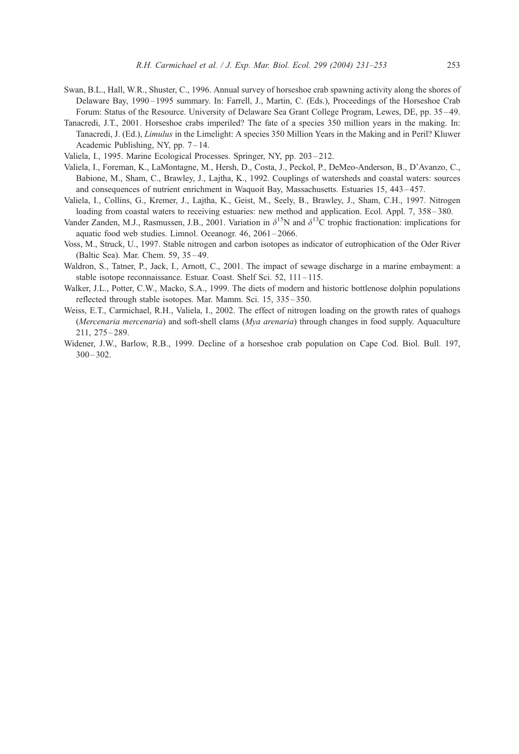Swan, B.L., Hall, W.R., Shuster, C., 1996. Annual survey of horseshoe crab spawning activity along the shores of Delaware Bay, 1990–1995 summary. In: Farrell, J., Martin, C. (Eds.), Proceedings of the Horseshoe Crab Forum: Status of the Resource. University of Delaware Sea Grant College Program, Lewes, DE, pp. 35–49.

Tanacredi, J.T., 2001. Horseshoe crabs imperiled? The fate of a species 350 million years in the making. In: Tanacredi, J. (Ed.), *Limulus* in the Limelight: A species 350 Million Years in the Making and in Peril? Kluwer Academic Publishing, NY, pp. 7–14.

Valiela, I., 1995. Marine Ecological Processes. Springer, NY, pp. 203–212.

Valiela, I., Foreman, K., LaMontagne, M., Hersh, D., Costa, J., Peckol, P., DeMeo-Anderson, B., D'Avanzo, C., Babione, M., Sham, C., Brawley, J., Lajtha, K., 1992. Couplings of watersheds and coastal waters: sources and consequences of nutrient enrichment in Waquoit Bay, Massachusetts. Estuaries 15, 443–457.

Valiela, I., Collins, G., Kremer, J., Lajtha, K., Geist, M., Seely, B., Brawley, J., Sham, C.H., 1997. Nitrogen loading from coastal waters to receiving estuaries: new method and application. Ecol. Appl. 7, 358–380.

Vander Zanden, M.J., Rasmussen, J.B., 2001. Variation in $\delta^{15}N$ and $\delta^{13}C$ trophic fractionation: implications for aquatic food web studies. Limnol. Oceanogr. 46, 2061–2066.

Voss, M., Struck, U., 1997. Stable nitrogen and carbon isotopes as indicator of eutrophication of the Oder River (Baltic Sea). Mar. Chem. 59, 35–49.

Waldron, S., Tatner, P., Jack, I., Arnott, C., 2001. The impact of sewage discharge in a marine embayment: a stable isotope reconnaissance. Estuar. Coast. Shelf Sci. 52, 111–115.

Walker, J.L., Potter, C.W., Macko, S.A., 1999. The diets of modern and historic bottlenose dolphin populations reflected through stable isotopes. Mar. Mamm. Sci. 15, 335–350.

Weiss, E.T., Carmichael, R.H., Valiela, I., 2002. The effect of nitrogen loading on the growth rates of quahogs (*Mercenaria mercenaria*) and soft-shell clams (*Mya arenaria*) through changes in food supply. Aquaculture 211, 275–289.

Widener, J.W., Barlow, R.B., 1999. Decline of a horseshoe crab population on Cape Cod. Biol. Bull. 197, 300–302.